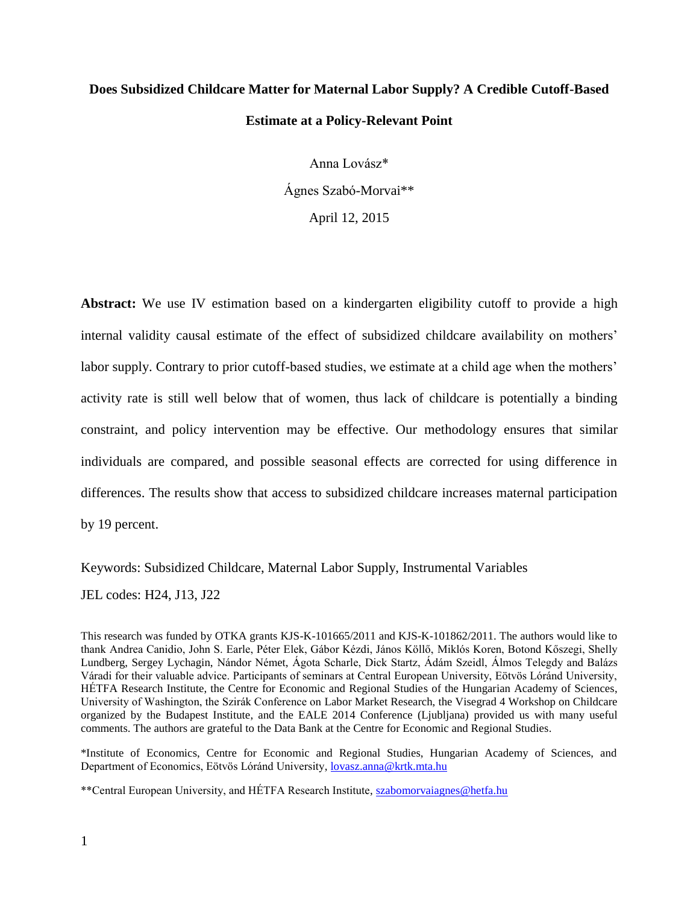# Does Subsidized Childcare Matter for Maternal Labor Supply? A Credible Cutoff-Based Estimate at a Policy-Relevant Point

Anna Lovász*

Ágnes Szabó-Morvai**

April 12, 2015

**Abstract:** We use IV estimation based on a kindergarten eligibility cutoff to provide a high internal validity causal estimate of the effect of subsidized childcare availability on mothers' labor supply. Contrary to prior cutoff-based studies, we estimate at a child age when the mothers' activity rate is still well below that of women, thus lack of childcare is potentially a binding constraint, and policy intervention may be effective. Our methodology ensures that similar individuals are compared, and possible seasonal effects are corrected for using difference in differences. The results show that access to subsidized childcare increases maternal participation by 19 percent.

Keywords: Subsidized Childcare, Maternal Labor Supply, Instrumental Variables

JEL codes: H24, J13, J22

This research was funded by OTKA grants KJS-K-101665/2011 and KJS-K-101862/2011. The authors would like to thank Andrea Canidio, John S. Earle, Péter Elek, Gábor Kézdi, János Köllő, Miklós Koren, Botond Kőszegi, Shelly Lundberg, Sergey Lychagin, Nándor Német, Ágota Scharle, Dick Startz, Ádám Szeidl, Álmos Telegdy and Balázs Váradi for their valuable advice. Participants of seminars at Central European University, Eötvös Loránd University, HÉTFA Research Institute, the Centre for Economic and Regional Studies of the Hungarian Academy of Sciences, University of Washington, the Szirák Conference on Labor Market Research, the Visegrad 4 Workshop on Childcare organized by the Budapest Institute, and the EALE 2014 Conference (Ljubljana) provided us with many useful comments. The authors are grateful to the Data Bank at the Centre for Economic and Regional Studies.

*Institute of Economics, Centre for Economic and Regional Studies, Hungarian Academy of Sciences, and Department of Economics, Eötvös Loránd University, lovasz.anna@krtk.mta.hu

**Central European University, and HÉTFA Research Institute, szabomorvaiagnes@hetfa.hu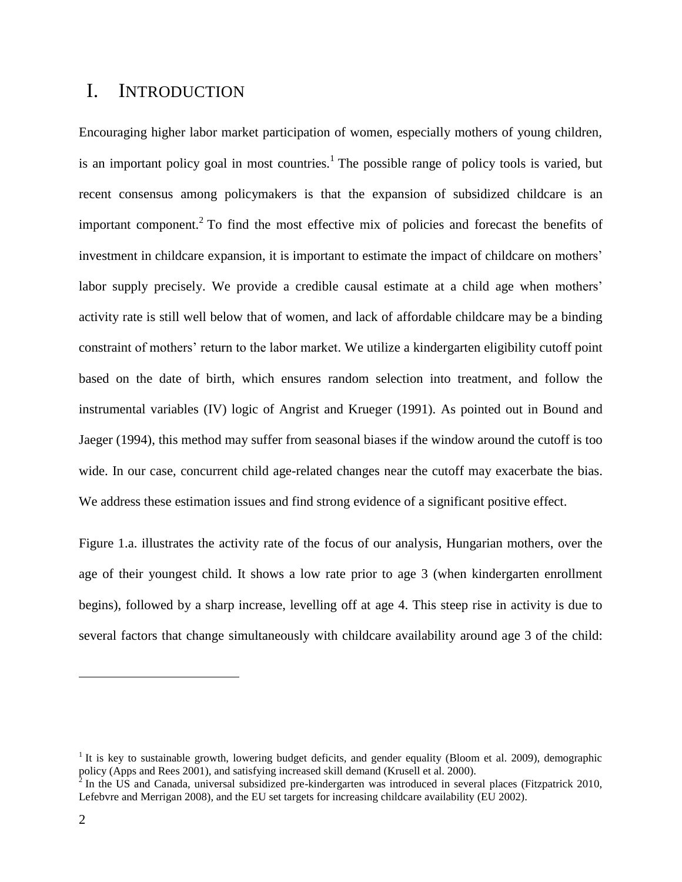# I. INTRODUCTION

Encouraging higher labor market participation of women, especially mothers of young children, is an important policy goal in most countries.[1] The possible range of policy tools is varied, but recent consensus among policymakers is that the expansion of subsidized childcare is an important component.[2] To find the most effective mix of policies and forecast the benefits of investment in childcare expansion, it is important to estimate the impact of childcare on mothers' labor supply precisely. We provide a credible causal estimate at a child age when mothers' activity rate is still well below that of women, and lack of affordable childcare may be a binding constraint of mothers' return to the labor market. We utilize a kindergarten eligibility cutoff point based on the date of birth, which ensures random selection into treatment, and follow the instrumental variables (IV) logic of Angrist and Krueger (1991). As pointed out in Bound and Jaeger (1994), this method may suffer from seasonal biases if the window around the cutoff is too wide. In our case, concurrent child age-related changes near the cutoff may exacerbate the bias. We address these estimation issues and find strong evidence of a significant positive effect.

Figure 1.a. illustrates the activity rate of the focus of our analysis, Hungarian mothers, over the age of their youngest child. It shows a low rate prior to age 3 (when kindergarten enrollment begins), followed by a sharp increase, levelling off at age 4. This steep rise in activity is due to several factors that change simultaneously with childcare availability around age 3 of the child:

[1] It is key to sustainable growth, lowering budget deficits, and gender equality (Bloom et al. 2009), demographic policy (Apps and Rees 2001), and satisfying increased skill demand (Krusell et al. 2000).

[2] In the US and Canada, universal subsidized pre-kindergarten was introduced in several places (Fitzpatrick 2010, Lefebvre and Merrigan 2008), and the EU set targets for increasing childcare availability (EU 2002).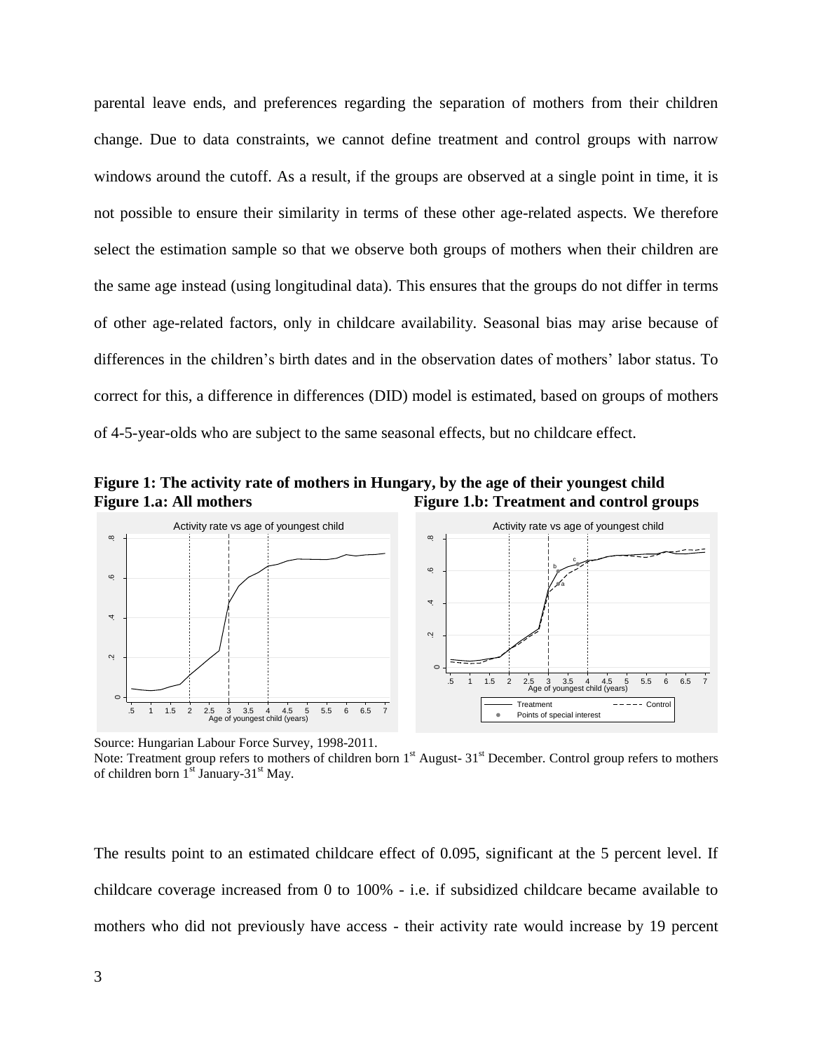parental leave ends, and preferences regarding the separation of mothers from their children change. Due to data constraints, we cannot define treatment and control groups with narrow windows around the cutoff. As a result, if the groups are observed at a single point in time, it is not possible to ensure their similarity in terms of these other age-related aspects. We therefore select the estimation sample so that we observe both groups of mothers when their children are the same age instead (using longitudinal data). This ensures that the groups do not differ in terms of other age-related factors, only in childcare availability. Seasonal bias may arise because of differences in the children's birth dates and in the observation dates of mothers' labor status. To correct for this, a difference in differences (DID) model is estimated, based on groups of mothers of 4-5-year-olds who are subject to the same seasonal effects, but no childcare effect.

**Figure 1: The activity rate of mothers in Hungary, by the age of their youngest child**

**Figure 1.a: All mothers**

Activity rate vs age of youngest child

0 .2 .4 .6 .8

.5 1 1.5 2 2.5 3 3.5 4 4.5 5 5.5 6 6.5 7

Age of youngest child (years)

**Figure 1.b: Treatment and control groups**

Activity rate vs age of youngest child

0 .2 .4 .6 .8

.5 1 1.5 2 2.5 3 3.5 4 4.5 5 5.5 6 6.5 7

Age of youngest child (years)

a b c

Treatment Control

Points of special interest

Source: Hungarian Labour Force Survey, 1998-2011.

Note: Treatment group refers to mothers of children born 1st August- 31st December. Control group refers to mothers of children born 1st January-31st May.

The results point to an estimated childcare effect of 0.095, significant at the 5 percent level. If childcare coverage increased from 0 to 100% - i.e. if subsidized childcare became available to mothers who did not previously have access - their activity rate would increase by 19 percent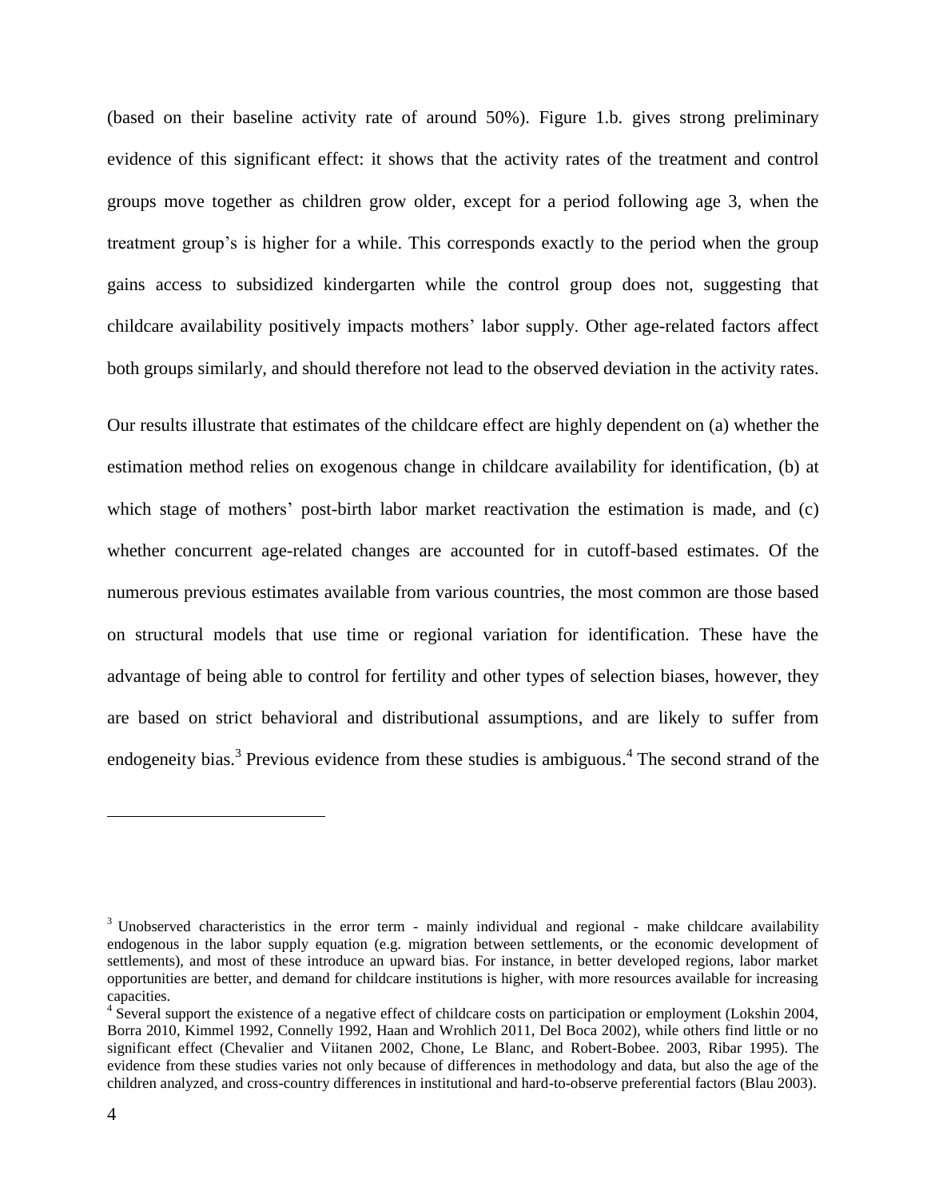(based on their baseline activity rate of around 50%). Figure 1.b. gives strong preliminary evidence of this significant effect: it shows that the activity rates of the treatment and control groups move together as children grow older, except for a period following age 3, when the treatment group's is higher for a while. This corresponds exactly to the period when the group gains access to subsidized kindergarten while the control group does not, suggesting that childcare availability positively impacts mothers' labor supply. Other age-related factors affect both groups similarly, and should therefore not lead to the observed deviation in the activity rates.

Our results illustrate that estimates of the childcare effect are highly dependent on (a) whether the estimation method relies on exogenous change in childcare availability for identification, (b) at which stage of mothers' post-birth labor market reactivation the estimation is made, and (c) whether concurrent age-related changes are accounted for in cutoff-based estimates. Of the numerous previous estimates available from various countries, the most common are those based on structural models that use time or regional variation for identification. These have the advantage of being able to control for fertility and other types of selection biases, however, they are based on strict behavioral and distributional assumptions, and are likely to suffer from endogeneity bias.[3] Previous evidence from these studies is ambiguous.[4] The second strand of the

---

[3] Unobserved characteristics in the error term - mainly individual and regional - make childcare availability endogenous in the labor supply equation (e.g. migration between settlements, or the economic development of settlements), and most of these introduce an upward bias. For instance, in better developed regions, labor market opportunities are better, and demand for childcare institutions is higher, with more resources available for increasing capacities.

[4] Several support the existence of a negative effect of childcare costs on participation or employment (Lokshin 2004, Borra 2010, Kimmel 1992, Connelly 1992, Haan and Wrohlich 2011, Del Boca 2002), while others find little or no significant effect (Chevalier and Viitanen 2002, Chone, Le Blanc, and Robert-Bobee. 2003, Ribar 1995). The evidence from these studies varies not only because of differences in methodology and data, but also the age of the children analyzed, and cross-country differences in institutional and hard-to-observe preferential factors (Blau 2003).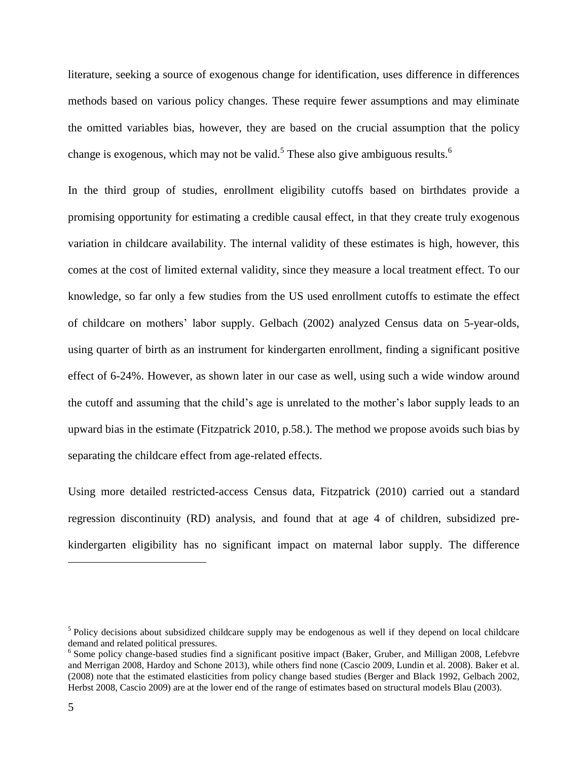literature, seeking a source of exogenous change for identification, uses difference in differences methods based on various policy changes. These require fewer assumptions and may eliminate the omitted variables bias, however, they are based on the crucial assumption that the policy change is exogenous, which may not be valid.[5] These also give ambiguous results.[6]

In the third group of studies, enrollment eligibility cutoffs based on birthdates provide a promising opportunity for estimating a credible causal effect, in that they create truly exogenous variation in childcare availability. The internal validity of these estimates is high, however, this comes at the cost of limited external validity, since they measure a local treatment effect. To our knowledge, so far only a few studies from the US used enrollment cutoffs to estimate the effect of childcare on mothers' labor supply. Gelbach (2002) analyzed Census data on 5-year-olds, using quarter of birth as an instrument for kindergarten enrollment, finding a significant positive effect of 6-24%. However, as shown later in our case as well, using such a wide window around the cutoff and assuming that the child's age is unrelated to the mother's labor supply leads to an upward bias in the estimate (Fitzpatrick 2010, p.58.). The method we propose avoids such bias by separating the childcare effect from age-related effects.

Using more detailed restricted-access Census data, Fitzpatrick (2010) carried out a standard regression discontinuity (RD) analysis, and found that at age 4 of children, subsidized pre-kindergarten eligibility has no significant impact on maternal labor supply. The difference

---

[5] Policy decisions about subsidized childcare supply may be endogenous as well if they depend on local childcare demand and related political pressures.

[6] Some policy change-based studies find a significant positive impact (Baker, Gruber, and Milligan 2008, Lefebvre and Merrigan 2008, Hardoy and Schone 2013), while others find none (Cascio 2009, Lundin et al. 2008). Baker et al. (2008) note that the estimated elasticities from policy change based studies (Berger and Black 1992, Gelbach 2002, Herbst 2008, Cascio 2009) are at the lower end of the range of estimates based on structural models Blau (2003).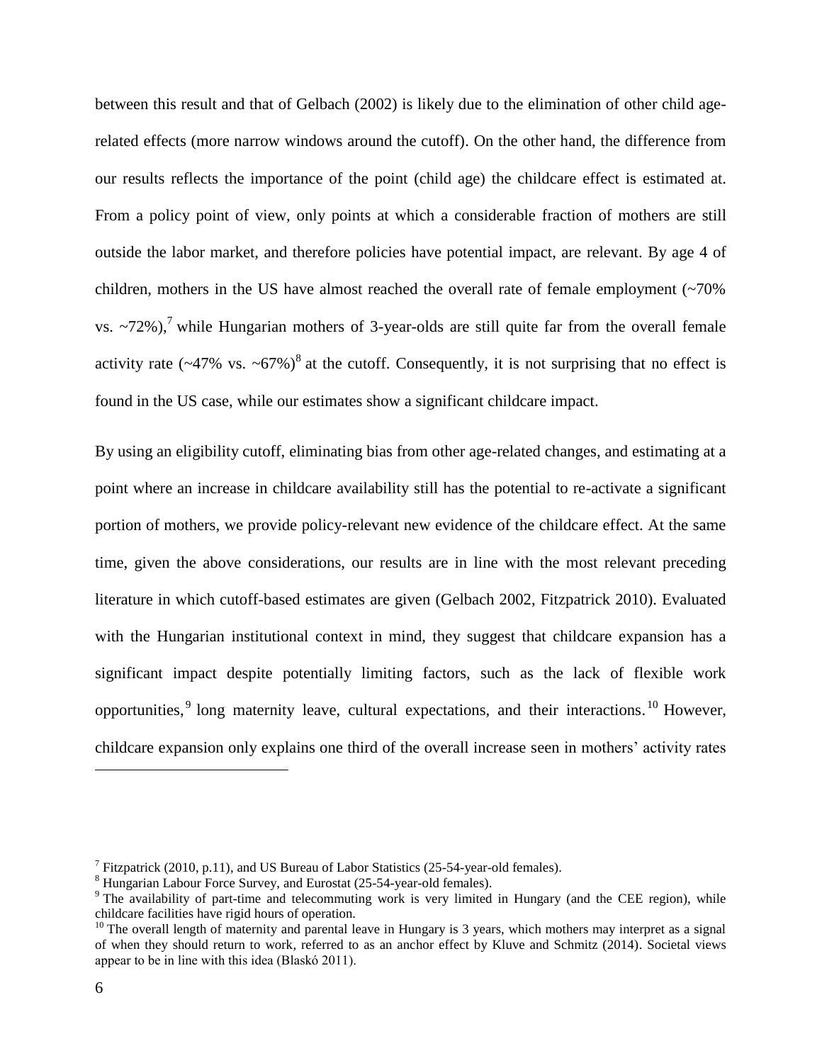between this result and that of Gelbach (2002) is likely due to the elimination of other child age-related effects (more narrow windows around the cutoff). On the other hand, the difference from our results reflects the importance of the point (child age) the childcare effect is estimated at. From a policy point of view, only points at which a considerable fraction of mothers are still outside the labor market, and therefore policies have potential impact, are relevant. By age 4 of children, mothers in the US have almost reached the overall rate of female employment (~70% vs. ~72%),[7] while Hungarian mothers of 3-year-olds are still quite far from the overall female activity rate (~47% vs. ~67%)[8] at the cutoff. Consequently, it is not surprising that no effect is found in the US case, while our estimates show a significant childcare impact.

By using an eligibility cutoff, eliminating bias from other age-related changes, and estimating at a point where an increase in childcare availability still has the potential to re-activate a significant portion of mothers, we provide policy-relevant new evidence of the childcare effect. At the same time, given the above considerations, our results are in line with the most relevant preceding literature in which cutoff-based estimates are given (Gelbach 2002, Fitzpatrick 2010). Evaluated with the Hungarian institutional context in mind, they suggest that childcare expansion has a significant impact despite potentially limiting factors, such as the lack of flexible work opportunities,[9] long maternity leave, cultural expectations, and their interactions.[10] However, childcare expansion only explains one third of the overall increase seen in mothers' activity rates

---

[7] Fitzpatrick (2010, p.11), and US Bureau of Labor Statistics (25-54-year-old females).

[8] Hungarian Labour Force Survey, and Eurostat (25-54-year-old females).

[9] The availability of part-time and telecommuting work is very limited in Hungary (and the CEE region), while childcare facilities have rigid hours of operation.

[10] The overall length of maternity and parental leave in Hungary is 3 years, which mothers may interpret as a signal of when they should return to work, referred to as an anchor effect by Kluve and Schmitz (2014). Societal views appear to be in line with this idea (Blaskó 2011).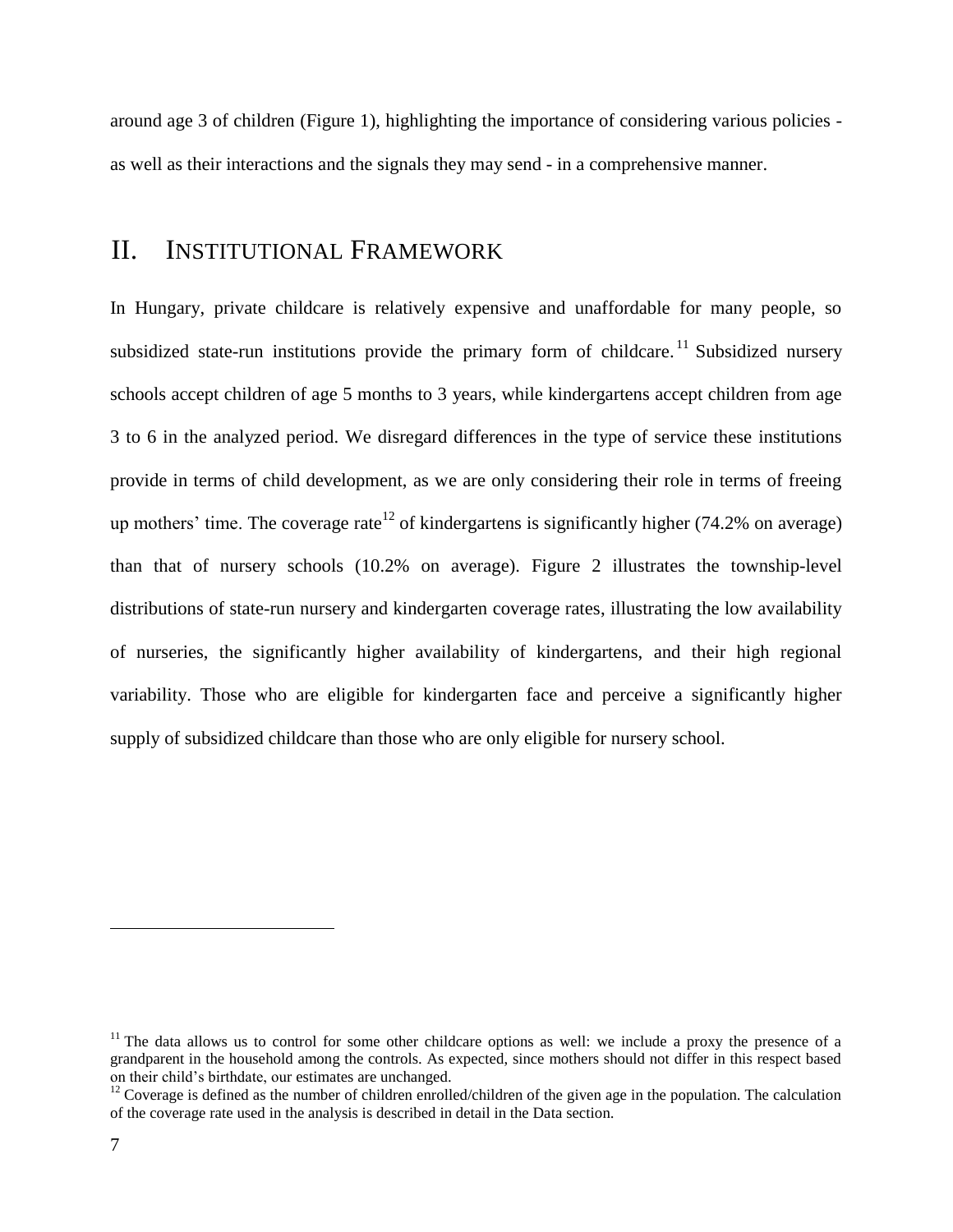around age 3 of children (Figure 1), highlighting the importance of considering various policies - as well as their interactions and the signals they may send - in a comprehensive manner.

## II. INSTITUTIONAL FRAMEWORK

In Hungary, private childcare is relatively expensive and unaffordable for many people, so subsidized state-run institutions provide the primary form of childcare.[11] Subsidized nursery schools accept children of age 5 months to 3 years, while kindergartens accept children from age 3 to 6 in the analyzed period. We disregard differences in the type of service these institutions provide in terms of child development, as we are only considering their role in terms of freeing up mothers' time. The coverage rate[12] of kindergartens is significantly higher (74.2% on average) than that of nursery schools (10.2% on average). Figure 2 illustrates the township-level distributions of state-run nursery and kindergarten coverage rates, illustrating the low availability of nurseries, the significantly higher availability of kindergartens, and their high regional variability. Those who are eligible for kindergarten face and perceive a significantly higher supply of subsidized childcare than those who are only eligible for nursery school.

---

[11] The data allows us to control for some other childcare options as well: we include a proxy the presence of a grandparent in the household among the controls. As expected, since mothers should not differ in this respect based on their child's birthdate, our estimates are unchanged.

[12] Coverage is defined as the number of children enrolled/children of the given age in the population. The calculation of the coverage rate used in the analysis is described in detail in the Data section.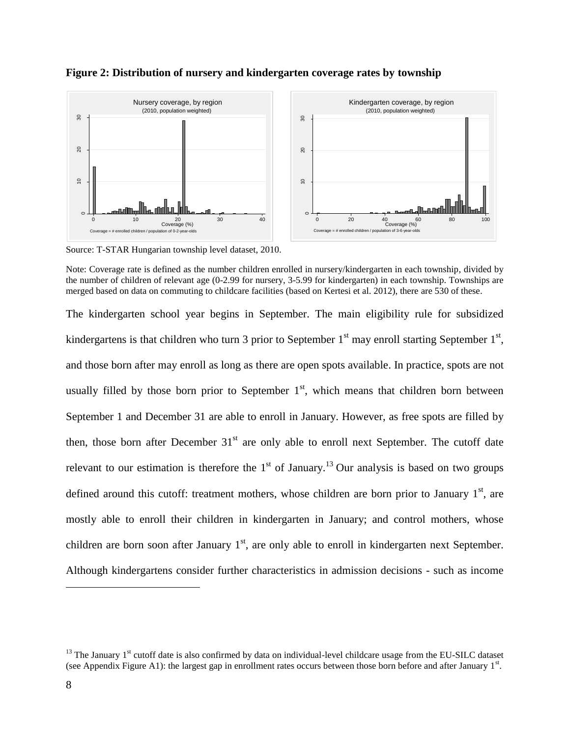**Figure 2: Distribution of nursery and kindergarten coverage rates by township**

Nursery coverage, by region
(2010, population weighted)
0
10
20
30
0
10
20
30
40
Coverage (%)
Coverage = # enrolled children / population of 0-2-year-olds

Kindergarten coverage, by region
(2010, population weighted)
0
10
20
30
0
20
40
60
80
100
Coverage (%)
Coverage = # enrolled children / population of 3-6-year-olds

Source: T-STAR Hungarian township level dataset, 2010.

Note: Coverage rate is defined as the number children enrolled in nursery/kindergarten in each township, divided by the number of children of relevant age (0-2.99 for nursery, 3-5.99 for kindergarten) in each township. Townships are merged based on data on commuting to childcare facilities (based on Kertesi et al. 2012), there are 530 of these.

The kindergarten school year begins in September. The main eligibility rule for subsidized kindergartens is that children who turn 3 prior to September 1st may enroll starting September 1st, and those born after may enroll as long as there are open spots available. In practice, spots are not usually filled by those born prior to September 1st, which means that children born between September 1 and December 31 are able to enroll in January. However, as free spots are filled by then, those born after December 31st are only able to enroll next September. The cutoff date relevant to our estimation is therefore the 1st of January.[13] Our analysis is based on two groups defined around this cutoff: treatment mothers, whose children are born prior to January 1st, are mostly able to enroll their children in kindergarten in January; and control mothers, whose children are born soon after January 1st, are only able to enroll in kindergarten next September. Although kindergartens consider further characteristics in admission decisions - such as income

[13] The January 1st cutoff date is also confirmed by data on individual-level childcare usage from the EU-SILC dataset (see Appendix Figure A1): the largest gap in enrollment rates occurs between those born before and after January 1st.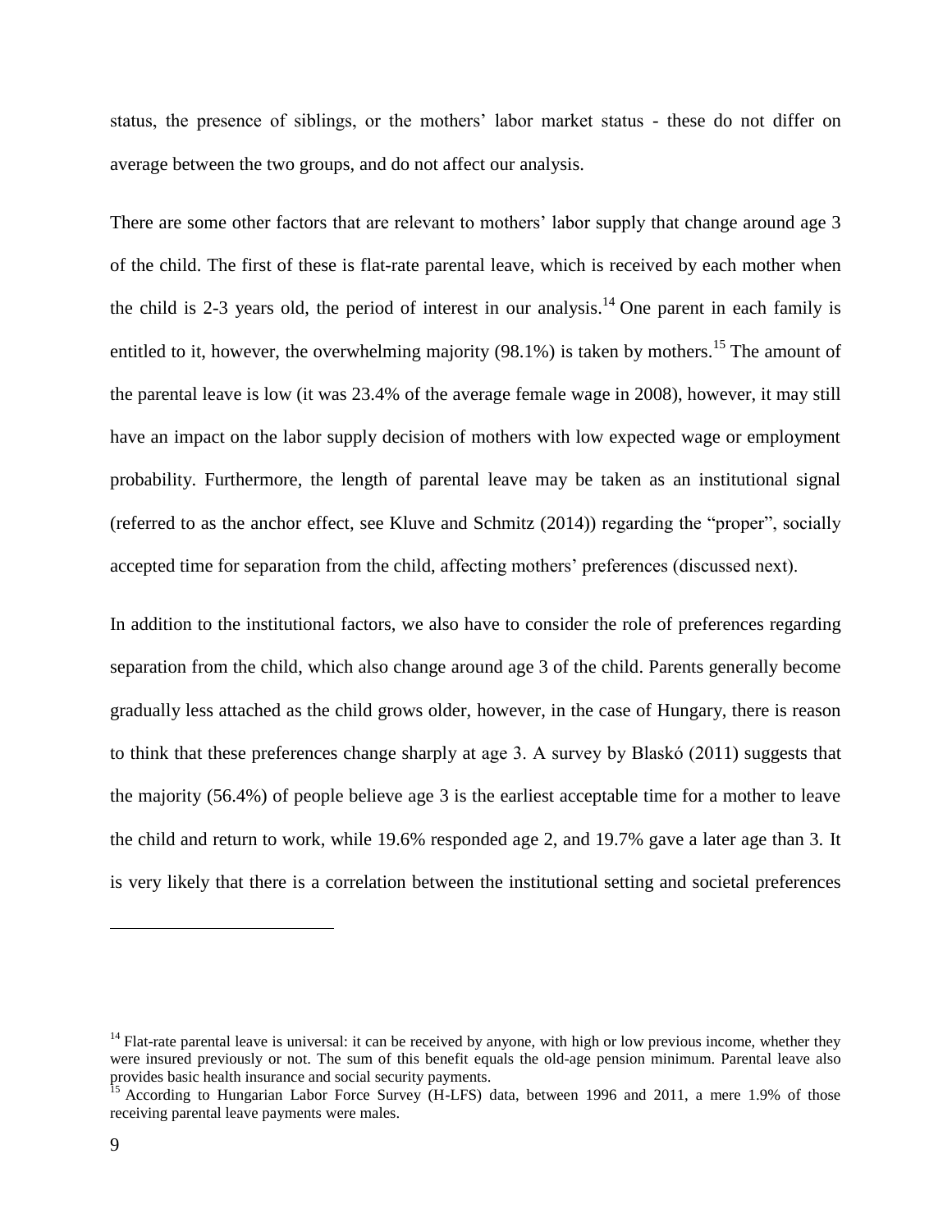status, the presence of siblings, or the mothers' labor market status - these do not differ on average between the two groups, and do not affect our analysis.

There are some other factors that are relevant to mothers' labor supply that change around age 3 of the child. The first of these is flat-rate parental leave, which is received by each mother when the child is 2-3 years old, the period of interest in our analysis.[14] One parent in each family is entitled to it, however, the overwhelming majority (98.1%) is taken by mothers.[15] The amount of the parental leave is low (it was 23.4% of the average female wage in 2008), however, it may still have an impact on the labor supply decision of mothers with low expected wage or employment probability. Furthermore, the length of parental leave may be taken as an institutional signal (referred to as the anchor effect, see Kluve and Schmitz (2014)) regarding the "proper", socially accepted time for separation from the child, affecting mothers' preferences (discussed next).

In addition to the institutional factors, we also have to consider the role of preferences regarding separation from the child, which also change around age 3 of the child. Parents generally become gradually less attached as the child grows older, however, in the case of Hungary, there is reason to think that these preferences change sharply at age 3. A survey by Blaskó (2011) suggests that the majority (56.4%) of people believe age 3 is the earliest acceptable time for a mother to leave the child and return to work, while 19.6% responded age 2, and 19.7% gave a later age than 3. It is very likely that there is a correlation between the institutional setting and societal preferences

---

[14] Flat-rate parental leave is universal: it can be received by anyone, with high or low previous income, whether they were insured previously or not. The sum of this benefit equals the old-age pension minimum. Parental leave also provides basic health insurance and social security payments.

[15] According to Hungarian Labor Force Survey (H-LFS) data, between 1996 and 2011, a mere 1.9% of those receiving parental leave payments were males.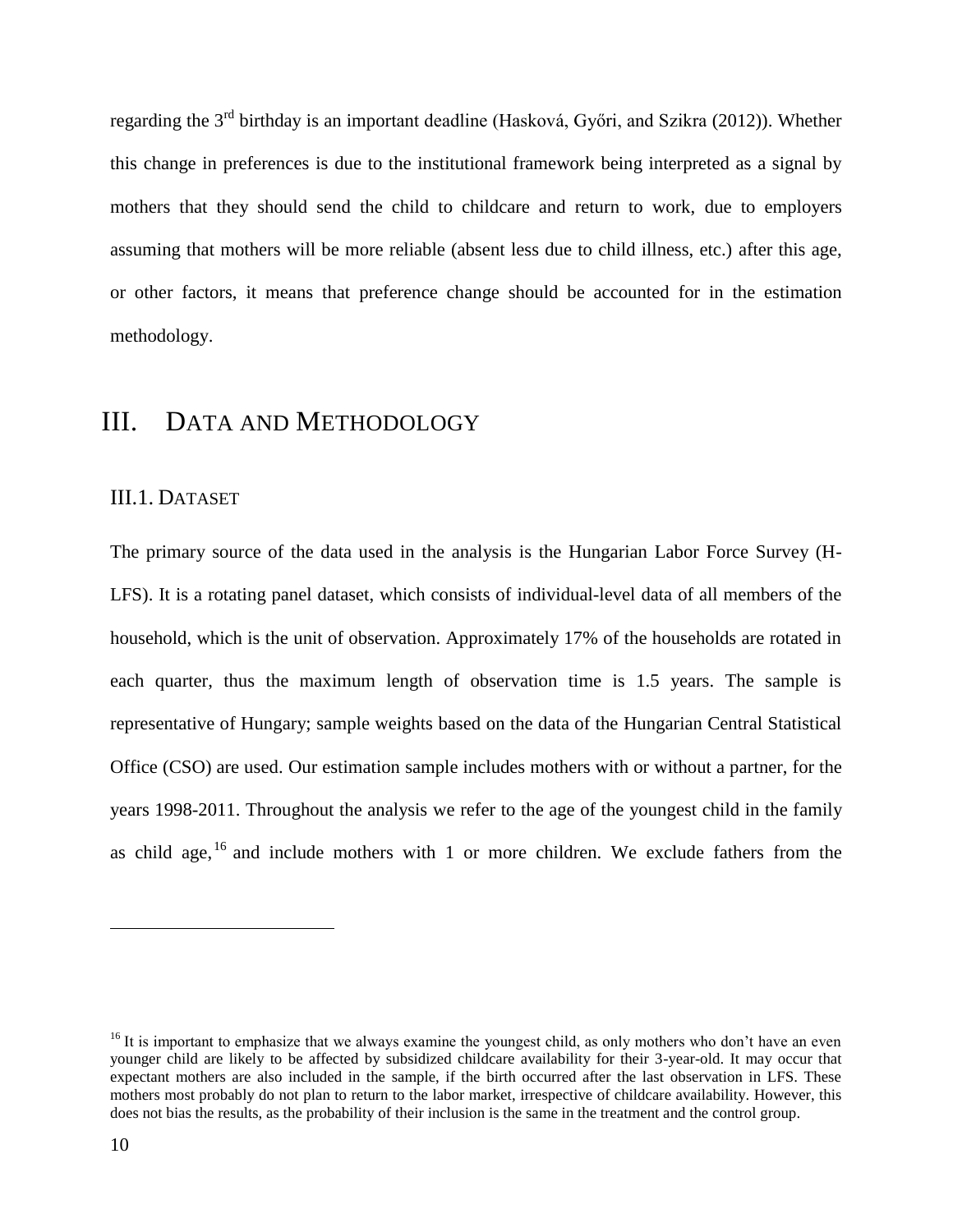regarding the 3rd birthday is an important deadline (Hasková, Győri, and Szikra (2012)). Whether this change in preferences is due to the institutional framework being interpreted as a signal by mothers that they should send the child to childcare and return to work, due to employers assuming that mothers will be more reliable (absent less due to child illness, etc.) after this age, or other factors, it means that preference change should be accounted for in the estimation methodology.

# III. DATA AND METHODOLOGY

## III.1. DATASET

The primary source of the data used in the analysis is the Hungarian Labor Force Survey (H-LFS). It is a rotating panel dataset, which consists of individual-level data of all members of the household, which is the unit of observation. Approximately 17% of the households are rotated in each quarter, thus the maximum length of observation time is 1.5 years. The sample is representative of Hungary; sample weights based on the data of the Hungarian Central Statistical Office (CSO) are used. Our estimation sample includes mothers with or without a partner, for the years 1998-2011. Throughout the analysis we refer to the age of the youngest child in the family as child age,[16] and include mothers with 1 or more children. We exclude fathers from the

[16] It is important to emphasize that we always examine the youngest child, as only mothers who don't have an even younger child are likely to be affected by subsidized childcare availability for their 3-year-old. It may occur that expectant mothers are also included in the sample, if the birth occurred after the last observation in LFS. These mothers most probably do not plan to return to the labor market, irrespective of childcare availability. However, this does not bias the results, as the probability of their inclusion is the same in the treatment and the control group.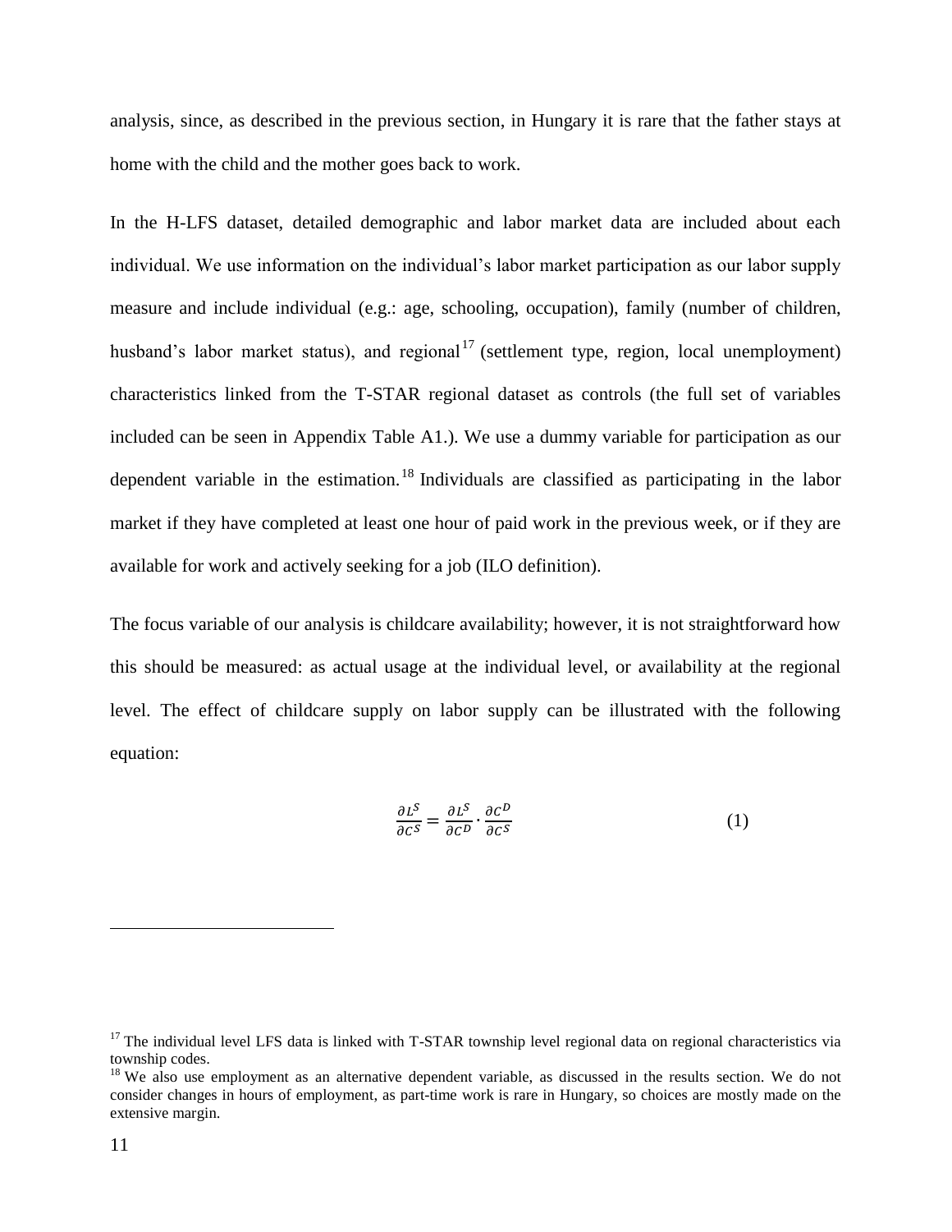analysis, since, as described in the previous section, in Hungary it is rare that the father stays at home with the child and the mother goes back to work.

In the H-LFS dataset, detailed demographic and labor market data are included about each individual. We use information on the individual's labor market participation as our labor supply measure and include individual (e.g.: age, schooling, occupation), family (number of children, husband's labor market status), and regional[17] (settlement type, region, local unemployment) characteristics linked from the T-STAR regional dataset as controls (the full set of variables included can be seen in Appendix Table A1.). We use a dummy variable for participation as our dependent variable in the estimation.[18] Individuals are classified as participating in the labor market if they have completed at least one hour of paid work in the previous week, or if they are available for work and actively seeking for a job (ILO definition).

The focus variable of our analysis is childcare availability; however, it is not straightforward how this should be measured: as actual usage at the individual level, or availability at the regional level. The effect of childcare supply on labor supply can be illustrated with the following equation:

$$\frac{\partial L^S}{\partial C^S} = \frac{\partial L^S}{\partial C^D} \cdot \frac{\partial C^D}{\partial C^S} \tag{1}$$

[17] The individual level LFS data is linked with T-STAR township level regional data on regional characteristics via township codes.

[18] We also use employment as an alternative dependent variable, as discussed in the results section. We do not consider changes in hours of employment, as part-time work is rare in Hungary, so choices are mostly made on the extensive margin.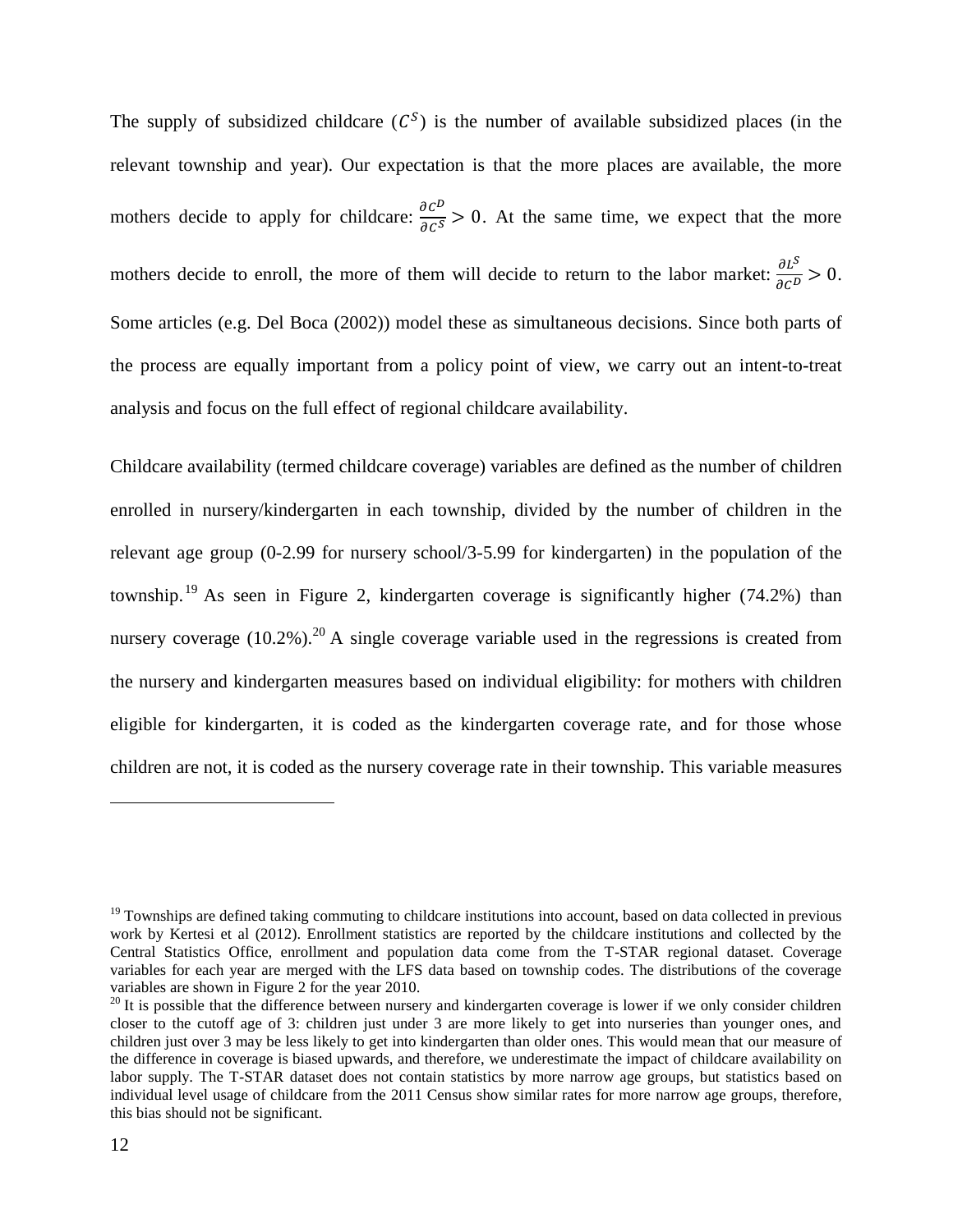The supply of subsidized childcare ($C^S$) is the number of available subsidized places (in the relevant township and year). Our expectation is that the more places are available, the more mothers decide to apply for childcare: $\frac{\partial C^D}{\partial C^S} > 0$. At the same time, we expect that the more mothers decide to enroll, the more of them will decide to return to the labor market: $\frac{\partial L^S}{\partial C^D} > 0$. Some articles (e.g. Del Boca (2002)) model these as simultaneous decisions. Since both parts of the process are equally important from a policy point of view, we carry out an intent-to-treat analysis and focus on the full effect of regional childcare availability.

Childcare availability (termed childcare coverage) variables are defined as the number of children enrolled in nursery/kindergarten in each township, divided by the number of children in the relevant age group (0-2.99 for nursery school/3-5.99 for kindergarten) in the population of the township.[19] As seen in Figure 2, kindergarten coverage is significantly higher (74.2%) than nursery coverage (10.2%).[20] A single coverage variable used in the regressions is created from the nursery and kindergarten measures based on individual eligibility: for mothers with children eligible for kindergarten, it is coded as the kindergarten coverage rate, and for those whose children are not, it is coded as the nursery coverage rate in their township. This variable measures

---

[19] Townships are defined taking commuting to childcare institutions into account, based on data collected in previous work by Kertesi et al (2012). Enrollment statistics are reported by the childcare institutions and collected by the Central Statistics Office, enrollment and population data come from the T-STAR regional dataset. Coverage variables for each year are merged with the LFS data based on township codes. The distributions of the coverage variables are shown in Figure 2 for the year 2010.

[20] It is possible that the difference between nursery and kindergarten coverage is lower if we only consider children closer to the cutoff age of 3: children just under 3 are more likely to get into nurseries than younger ones, and children just over 3 may be less likely to get into kindergarten than older ones. This would mean that our measure of the difference in coverage is biased upwards, and therefore, we underestimate the impact of childcare availability on labor supply. The T-STAR dataset does not contain statistics by more narrow age groups, but statistics based on individual level usage of childcare from the 2011 Census show similar rates for more narrow age groups, therefore, this bias should not be significant.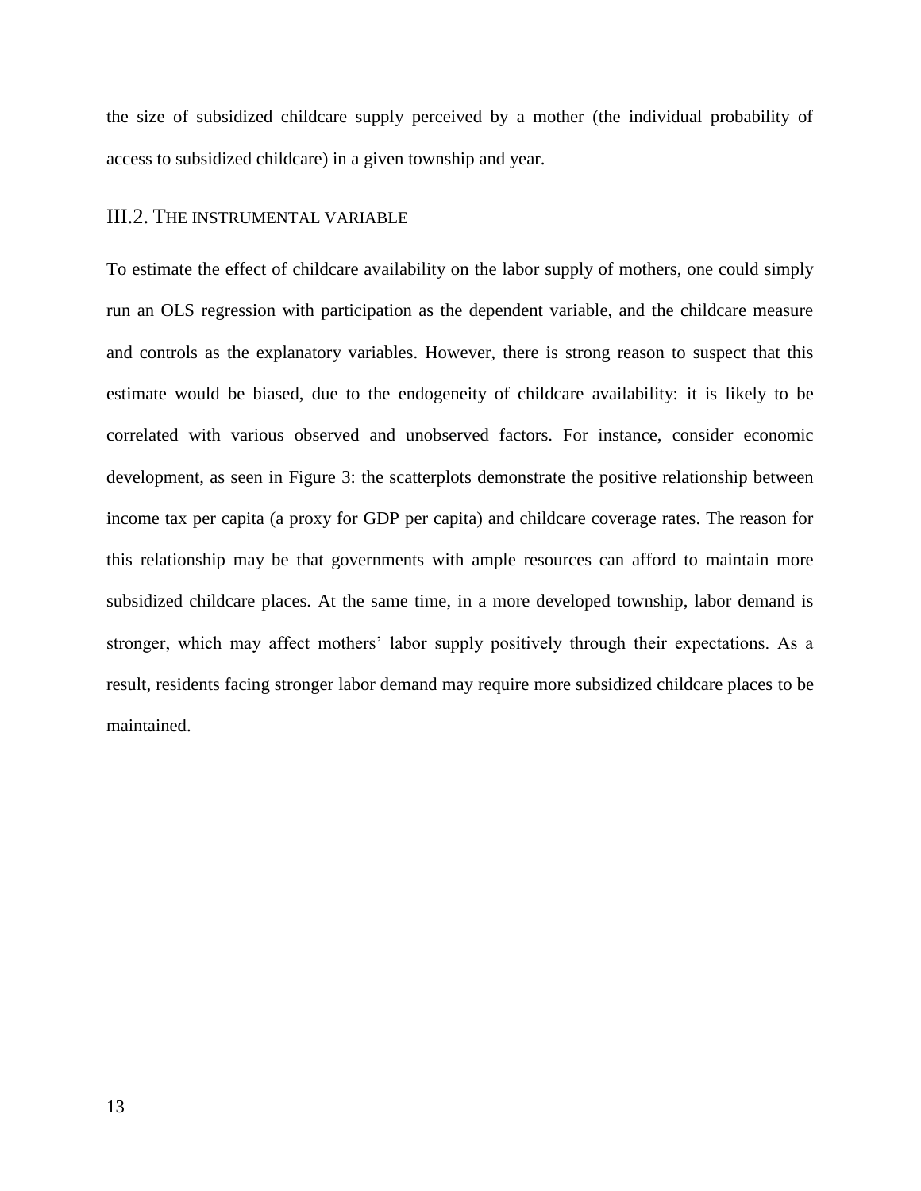the size of subsidized childcare supply perceived by a mother (the individual probability of access to subsidized childcare) in a given township and year.

### III.2. The instrumental variable

To estimate the effect of childcare availability on the labor supply of mothers, one could simply run an OLS regression with participation as the dependent variable, and the childcare measure and controls as the explanatory variables. However, there is strong reason to suspect that this estimate would be biased, due to the endogeneity of childcare availability: it is likely to be correlated with various observed and unobserved factors. For instance, consider economic development, as seen in Figure 3: the scatterplots demonstrate the positive relationship between income tax per capita (a proxy for GDP per capita) and childcare coverage rates. The reason for this relationship may be that governments with ample resources can afford to maintain more subsidized childcare places. At the same time, in a more developed township, labor demand is stronger, which may affect mothers' labor supply positively through their expectations. As a result, residents facing stronger labor demand may require more subsidized childcare places to be maintained.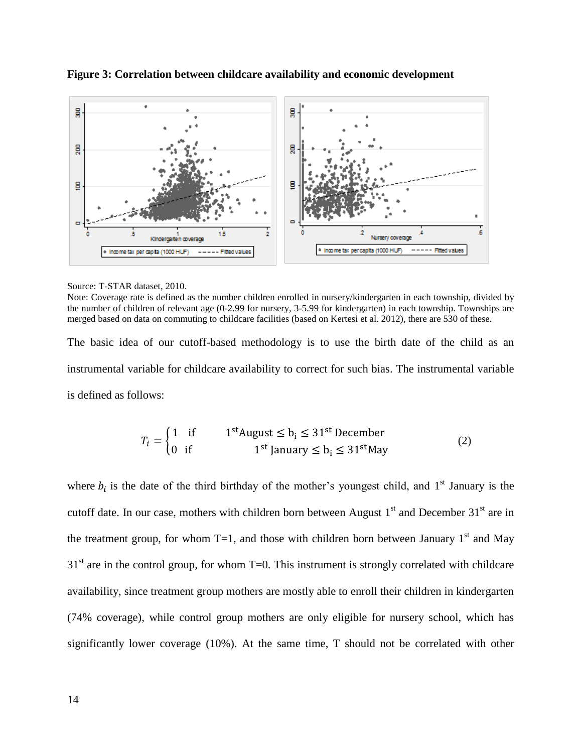**Figure 3: Correlation between childcare availability and economic development**

300
200
100
0
0
.5
1
1.5
2
Kindergarten coverage
Income tax per capita (1000 HUF)
Fitted values

300
200
100
0
0
.2
.4
.6
Nursery coverage
Income tax per capita (1000 HUF)
Fitted values

Source: T-STAR dataset, 2010.

Note: Coverage rate is defined as the number children enrolled in nursery/kindergarten in each township, divided by the number of children of relevant age (0-2.99 for nursery, 3-5.99 for kindergarten) in each township. Townships are merged based on data on commuting to childcare facilities (based on Kertesi et al. 2012), there are 530 of these.

The basic idea of our cutoff-based methodology is to use the birth date of the child as an instrumental variable for childcare availability to correct for such bias. The instrumental variable is defined as follows:

$$T_i = \begin{cases} 1 & \text{if} \quad 1^{\text{st}}\text{August} \leq \text{b}_\text{i} \leq 31^{\text{st}} \text{ December} \\ 0 & \text{if} \quad 1^{\text{st}} \text{ January} \leq \text{b}_\text{i} \leq 31^{\text{st}}\text{May} \end{cases} \tag{2}$$

where $b_i$ is the date of the third birthday of the mother's youngest child, and 1st January is the cutoff date. In our case, mothers with children born between August 1st and December 31st are in the treatment group, for whom T=1, and those with children born between January 1st and May 31st are in the control group, for whom T=0. This instrument is strongly correlated with childcare availability, since treatment group mothers are mostly able to enroll their children in kindergarten (74% coverage), while control group mothers are only eligible for nursery school, which has significantly lower coverage (10%). At the same time, T should not be correlated with other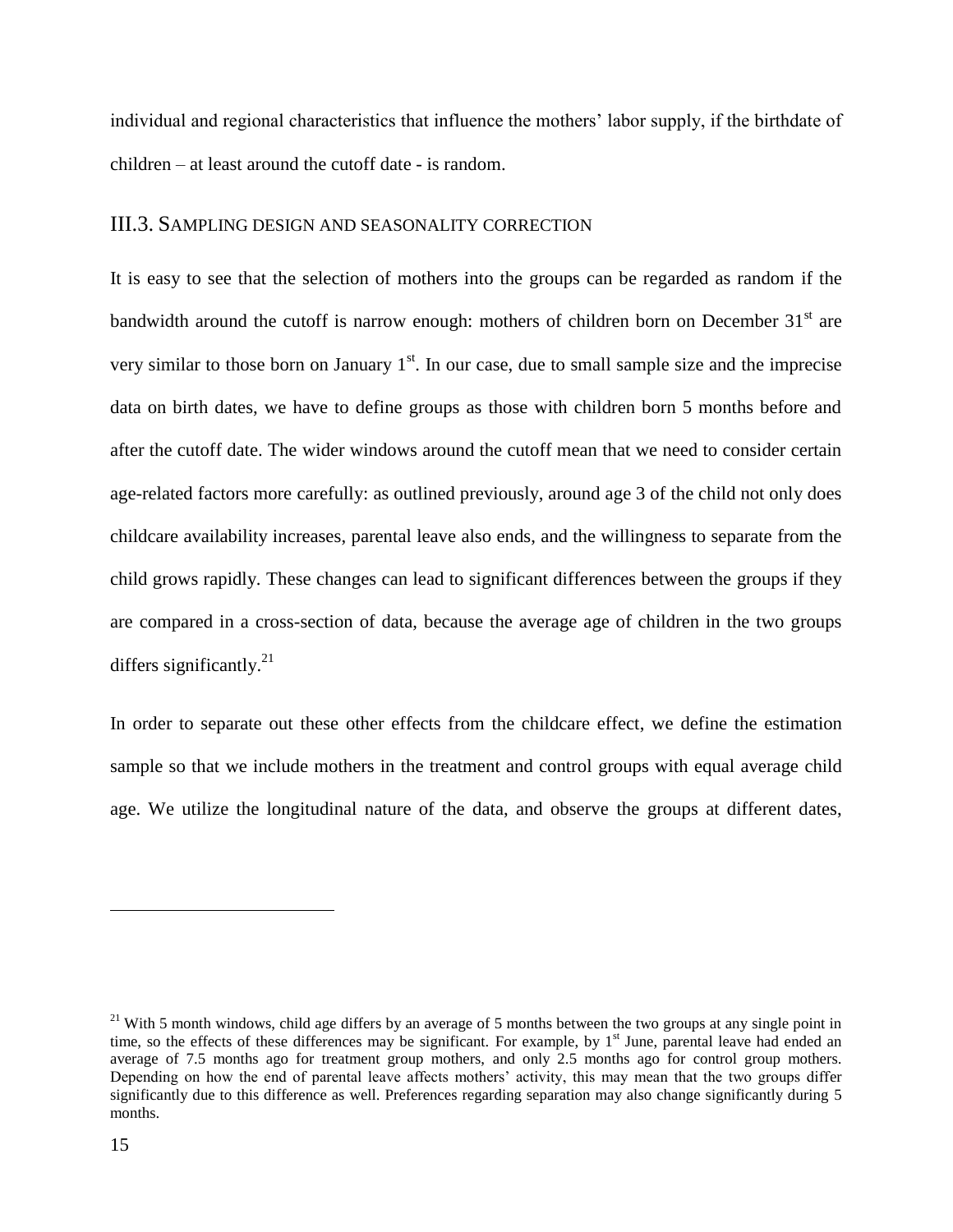individual and regional characteristics that influence the mothers' labor supply, if the birthdate of children – at least around the cutoff date - is random.

### III.3. SAMPLING DESIGN AND SEASONALITY CORRECTION

It is easy to see that the selection of mothers into the groups can be regarded as random if the bandwidth around the cutoff is narrow enough: mothers of children born on December 31st are very similar to those born on January 1st. In our case, due to small sample size and the imprecise data on birth dates, we have to define groups as those with children born 5 months before and after the cutoff date. The wider windows around the cutoff mean that we need to consider certain age-related factors more carefully: as outlined previously, around age 3 of the child not only does childcare availability increases, parental leave also ends, and the willingness to separate from the child grows rapidly. These changes can lead to significant differences between the groups if they are compared in a cross-section of data, because the average age of children in the two groups differs significantly.[21]

In order to separate out these other effects from the childcare effect, we define the estimation sample so that we include mothers in the treatment and control groups with equal average child age. We utilize the longitudinal nature of the data, and observe the groups at different dates,

---

[21] With 5 month windows, child age differs by an average of 5 months between the two groups at any single point in time, so the effects of these differences may be significant. For example, by 1st June, parental leave had ended an average of 7.5 months ago for treatment group mothers, and only 2.5 months ago for control group mothers. Depending on how the end of parental leave affects mothers' activity, this may mean that the two groups differ significantly due to this difference as well. Preferences regarding separation may also change significantly during 5 months.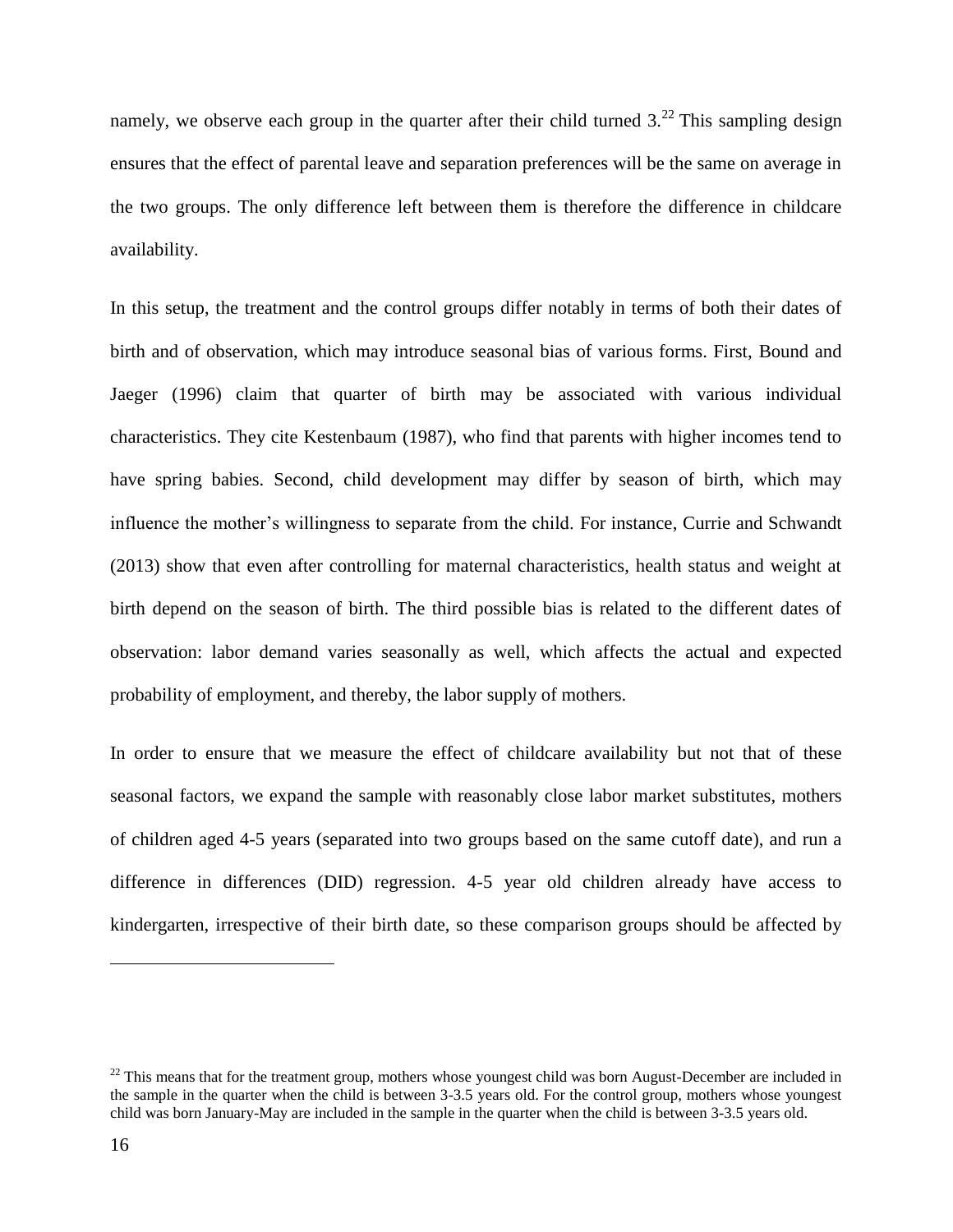namely, we observe each group in the quarter after their child turned 3.[22] This sampling design ensures that the effect of parental leave and separation preferences will be the same on average in the two groups. The only difference left between them is therefore the difference in childcare availability.

In this setup, the treatment and the control groups differ notably in terms of both their dates of birth and of observation, which may introduce seasonal bias of various forms. First, Bound and Jaeger (1996) claim that quarter of birth may be associated with various individual characteristics. They cite Kestenbaum (1987), who find that parents with higher incomes tend to have spring babies. Second, child development may differ by season of birth, which may influence the mother's willingness to separate from the child. For instance, Currie and Schwandt (2013) show that even after controlling for maternal characteristics, health status and weight at birth depend on the season of birth. The third possible bias is related to the different dates of observation: labor demand varies seasonally as well, which affects the actual and expected probability of employment, and thereby, the labor supply of mothers.

In order to ensure that we measure the effect of childcare availability but not that of these seasonal factors, we expand the sample with reasonably close labor market substitutes, mothers of children aged 4-5 years (separated into two groups based on the same cutoff date), and run a difference in differences (DID) regression. 4-5 year old children already have access to kindergarten, irrespective of their birth date, so these comparison groups should be affected by

[22] This means that for the treatment group, mothers whose youngest child was born August-December are included in the sample in the quarter when the child is between 3-3.5 years old. For the control group, mothers whose youngest child was born January-May are included in the sample in the quarter when the child is between 3-3.5 years old.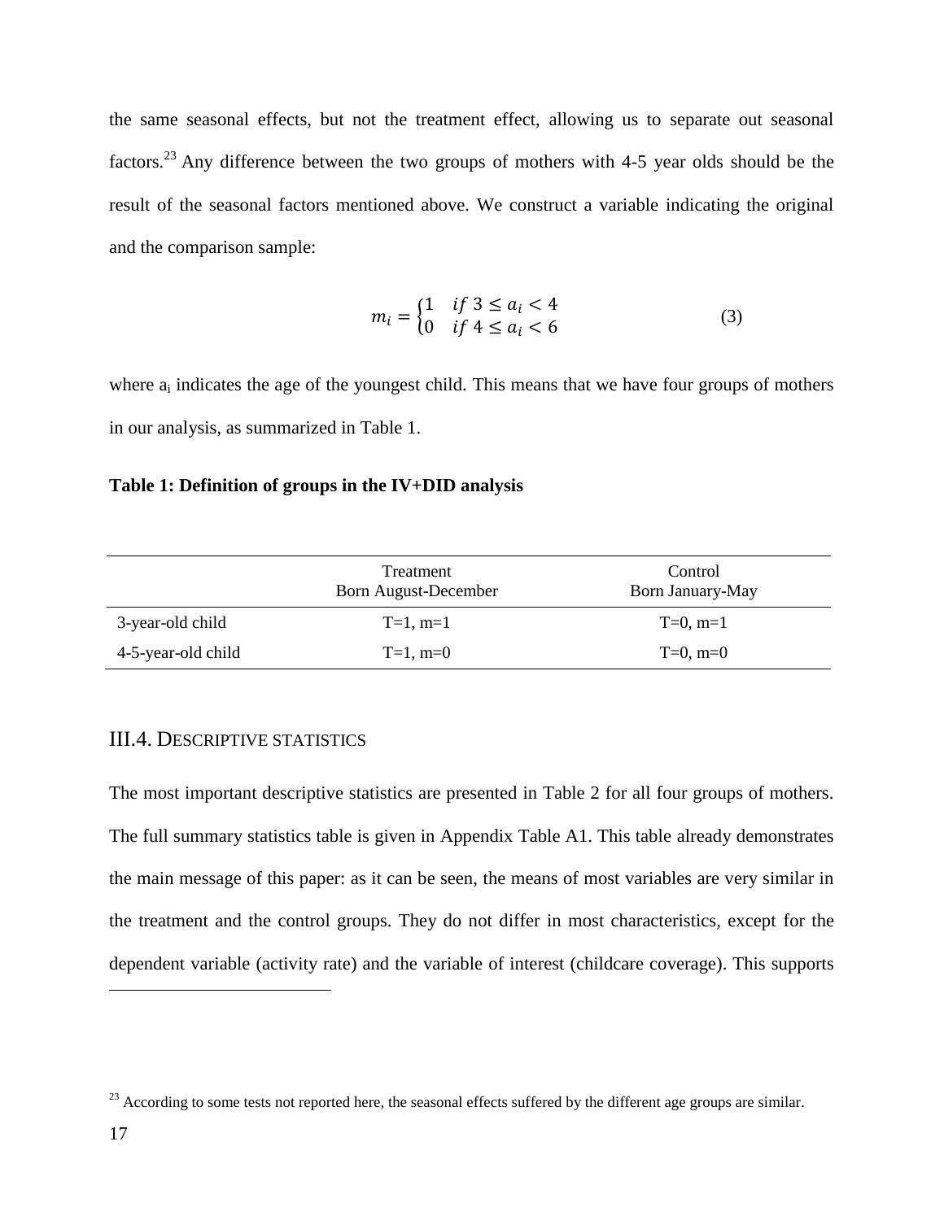the same seasonal effects, but not the treatment effect, allowing us to separate out seasonal factors.[23] Any difference between the two groups of mothers with 4-5 year olds should be the result of the seasonal factors mentioned above. We construct a variable indicating the original and the comparison sample:

$$m_i = \begin{cases} 1 & if\ 3 \leq a_i < 4 \\ 0 & if\ 4 \leq a_i < 6 \end{cases} \tag{3}$$

where $a_i$ indicates the age of the youngest child. This means that we have four groups of mothers in our analysis, as summarized in Table 1.

**Table 1: Definition of groups in the IV+DID analysis**

| | Treatment<br>Born August-December | Control<br>Born January-May |
|---|---|---|
| 3-year-old child | T=1, m=1 | T=0, m=1 |
| 4-5-year-old child | T=1, m=0 | T=0, m=0 |

## III.4. Descriptive statistics

The most important descriptive statistics are presented in Table 2 for all four groups of mothers. The full summary statistics table is given in Appendix Table A1. This table already demonstrates the main message of this paper: as it can be seen, the means of most variables are very similar in the treatment and the control groups. They do not differ in most characteristics, except for the dependent variable (activity rate) and the variable of interest (childcare coverage). This supports

[23] According to some tests not reported here, the seasonal effects suffered by the different age groups are similar.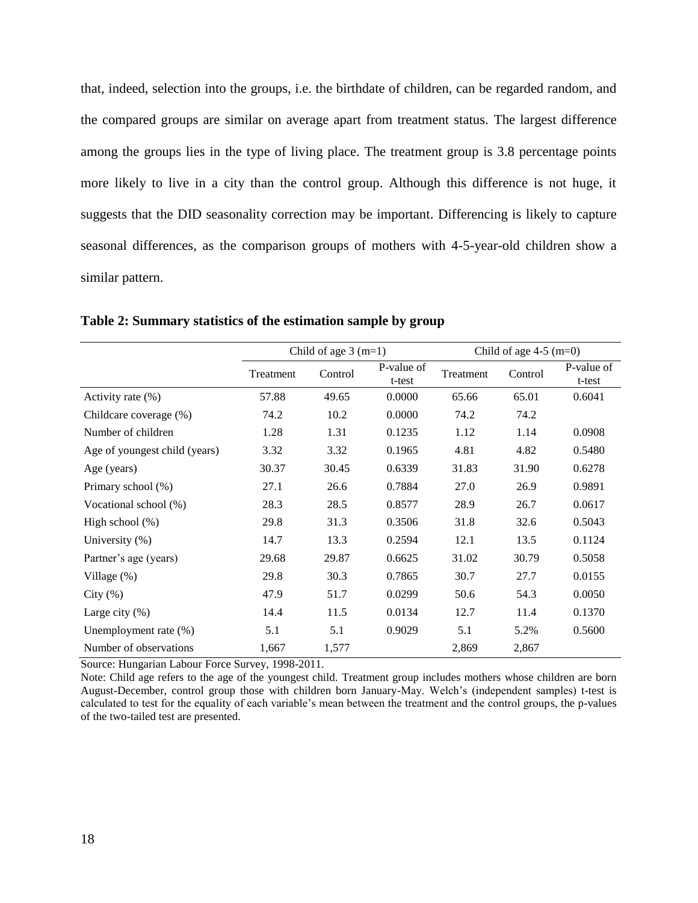that, indeed, selection into the groups, i.e. the birthdate of children, can be regarded random, and the compared groups are similar on average apart from treatment status. The largest difference among the groups lies in the type of living place. The treatment group is 3.8 percentage points more likely to live in a city than the control group. Although this difference is not huge, it suggests that the DID seasonality correction may be important. Differencing is likely to capture seasonal differences, as the comparison groups of mothers with 4-5-year-old children show a similar pattern.

**Table 2: Summary statistics of the estimation sample by group**

| | Child of age 3 (m=1) | | | Child of age 4-5 (m=0) | | |
|---|---|---|---|---|---|---|
| | Treatment | Control | P-value of t-test | Treatment | Control | P-value of t-test |
| Activity rate (%) | 57.88 | 49.65 | 0.0000 | 65.66 | 65.01 | 0.6041 |
| Childcare coverage (%) | 74.2 | 10.2 | 0.0000 | 74.2 | 74.2 | |
| Number of children | 1.28 | 1.31 | 0.1235 | 1.12 | 1.14 | 0.0908 |
| Age of youngest child (years) | 3.32 | 3.32 | 0.1965 | 4.81 | 4.82 | 0.5480 |
| Age (years) | 30.37 | 30.45 | 0.6339 | 31.83 | 31.90 | 0.6278 |
| Primary school (%) | 27.1 | 26.6 | 0.7884 | 27.0 | 26.9 | 0.9891 |
| Vocational school (%) | 28.3 | 28.5 | 0.8577 | 28.9 | 26.7 | 0.0617 |
| High school (%) | 29.8 | 31.3 | 0.3506 | 31.8 | 32.6 | 0.5043 |
| University (%) | 14.7 | 13.3 | 0.2594 | 12.1 | 13.5 | 0.1124 |
| Partner's age (years) | 29.68 | 29.87 | 0.6625 | 31.02 | 30.79 | 0.5058 |
| Village (%) | 29.8 | 30.3 | 0.7865 | 30.7 | 27.7 | 0.0155 |
| City (%) | 47.9 | 51.7 | 0.0299 | 50.6 | 54.3 | 0.0050 |
| Large city (%) | 14.4 | 11.5 | 0.0134 | 12.7 | 11.4 | 0.1370 |
| Unemployment rate (%) | 5.1 | 5.1 | 0.9029 | 5.1 | 5.2% | 0.5600 |
| Number of observations | 1,667 | 1,577 | | 2,869 | 2,867 | |

Source: Hungarian Labour Force Survey, 1998-2011.

Note: Child age refers to the age of the youngest child. Treatment group includes mothers whose children are born August-December, control group those with children born January-May. Welch's (independent samples) t-test is calculated to test for the equality of each variable's mean between the treatment and the control groups, the p-values of the two-tailed test are presented.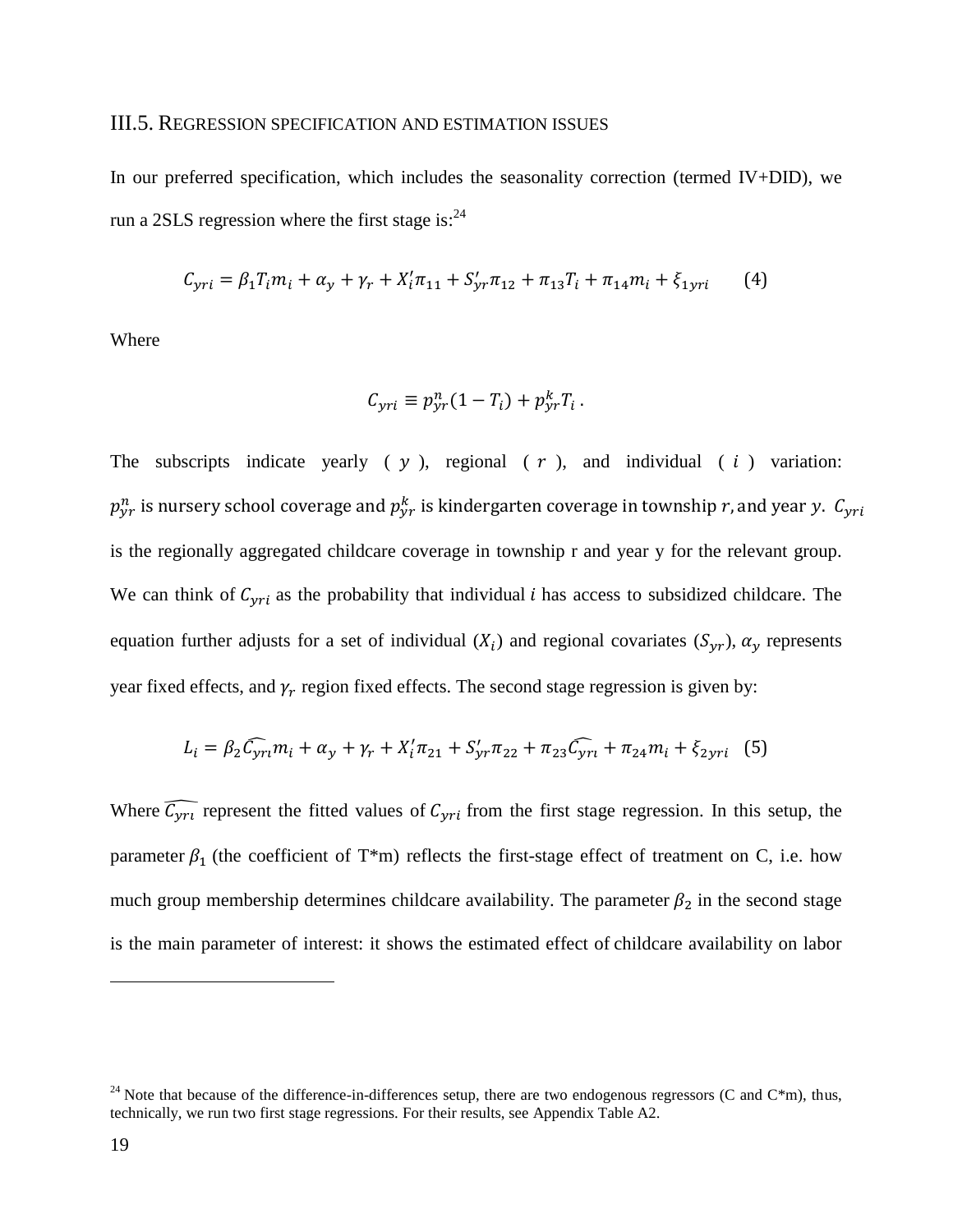### III.5. REGRESSION SPECIFICATION AND ESTIMATION ISSUES

In our preferred specification, which includes the seasonality correction (termed IV+DID), we run a 2SLS regression where the first stage is:[24]

$$C_{yri} = \beta_1 T_i m_i + \alpha_y + \gamma_r + X_i' \pi_{11} + S_{yr}' \pi_{12} + \pi_{13} T_i + \pi_{14} m_i + \xi_{1yri} \qquad (4)$$

Where

$$C_{yri} \equiv p_{yr}^n (1 - T_i) + p_{yr}^k T_i \, .$$

The subscripts indicate yearly ( $y$ ), regional ( $r$ ), and individual ( $i$ ) variation: $p_{yr}^n$ is nursery school coverage and $p_{yr}^k$ is kindergarten coverage in township $r$, and year $y$. $C_{yri}$ is the regionally aggregated childcare coverage in township r and year y for the relevant group. We can think of $C_{yri}$ as the probability that individual $i$ has access to subsidized childcare. The equation further adjusts for a set of individual ($X_i$) and regional covariates ($S_{yr}$), $\alpha_y$ represents year fixed effects, and $\gamma_r$ region fixed effects. The second stage regression is given by:

$$L_i = \beta_2 \widehat{C_{yri}} m_i + \alpha_y + \gamma_r + X_i' \pi_{21} + S_{yr}' \pi_{22} + \pi_{23} \widehat{C_{yri}} + \pi_{24} m_i + \xi_{2yri} \quad (5)$$

Where $\widehat{C_{yri}}$ represent the fitted values of $C_{yri}$ from the first stage regression. In this setup, the parameter $\beta_1$ (the coefficient of T*m) reflects the first-stage effect of treatment on C, i.e. how much group membership determines childcare availability. The parameter $\beta_2$ in the second stage is the main parameter of interest: it shows the estimated effect of childcare availability on labor

---

[24] Note that because of the difference-in-differences setup, there are two endogenous regressors (C and C*m), thus, technically, we run two first stage regressions. For their results, see Appendix Table A2.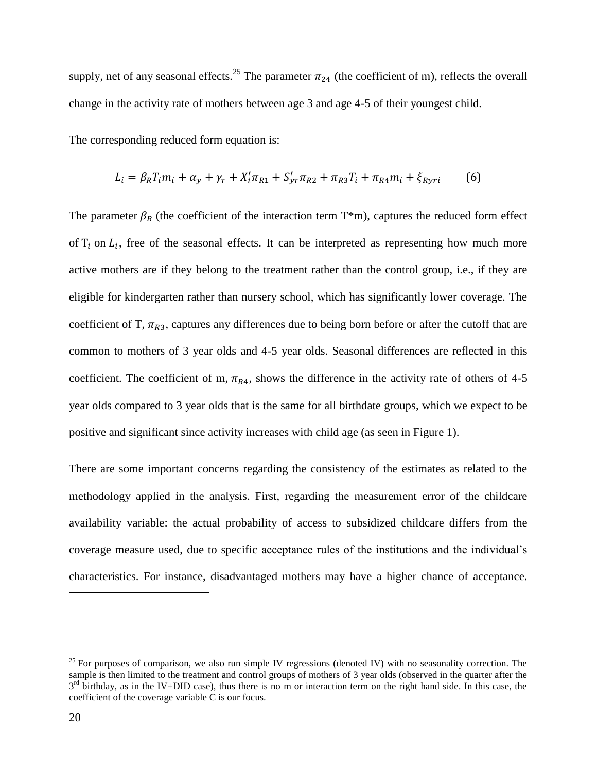supply, net of any seasonal effects.[25] The parameter $\pi_{24}$ (the coefficient of m), reflects the overall change in the activity rate of mothers between age 3 and age 4-5 of their youngest child.

The corresponding reduced form equation is:

$$L_i = \beta_R T_i m_i + \alpha_y + \gamma_r + X_i'\pi_{R1} + S_{yr}'\pi_{R2} + \pi_{R3}T_i + \pi_{R4}m_i + \xi_{Ryri} \qquad (6)$$

The parameter $\beta_R$ (the coefficient of the interaction term T*m), captures the reduced form effect of $T_i$ on $L_i$, free of the seasonal effects. It can be interpreted as representing how much more active mothers are if they belong to the treatment rather than the control group, i.e., if they are eligible for kindergarten rather than nursery school, which has significantly lower coverage. The coefficient of T, $\pi_{R3}$, captures any differences due to being born before or after the cutoff that are common to mothers of 3 year olds and 4-5 year olds. Seasonal differences are reflected in this coefficient. The coefficient of m, $\pi_{R4}$, shows the difference in the activity rate of others of 4-5 year olds compared to 3 year olds that is the same for all birthdate groups, which we expect to be positive and significant since activity increases with child age (as seen in Figure 1).

There are some important concerns regarding the consistency of the estimates as related to the methodology applied in the analysis. First, regarding the measurement error of the childcare availability variable: the actual probability of access to subsidized childcare differs from the coverage measure used, due to specific acceptance rules of the institutions and the individual's characteristics. For instance, disadvantaged mothers may have a higher chance of acceptance.

---

[25] For purposes of comparison, we also run simple IV regressions (denoted IV) with no seasonality correction. The sample is then limited to the treatment and control groups of mothers of 3 year olds (observed in the quarter after the 3rd birthday, as in the IV+DID case), thus there is no m or interaction term on the right hand side. In this case, the coefficient of the coverage variable C is our focus.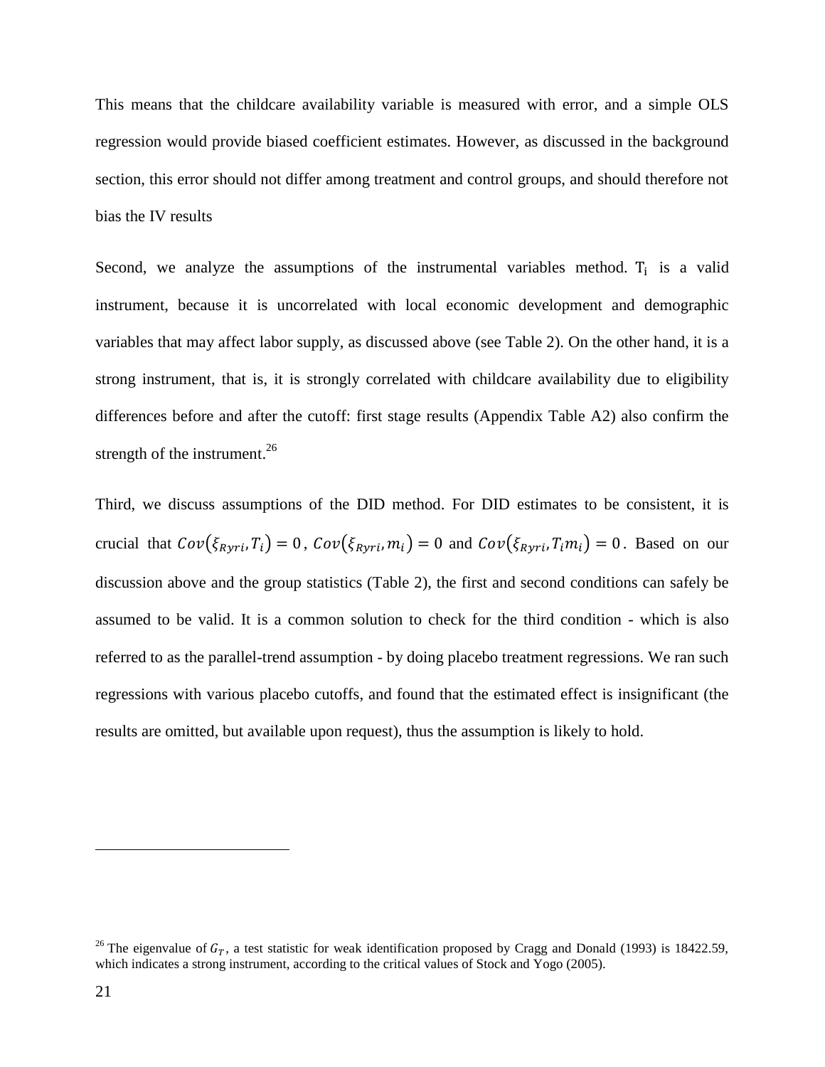This means that the childcare availability variable is measured with error, and a simple OLS regression would provide biased coefficient estimates. However, as discussed in the background section, this error should not differ among treatment and control groups, and should therefore not bias the IV results

Second, we analyze the assumptions of the instrumental variables method. $T_i$ is a valid instrument, because it is uncorrelated with local economic development and demographic variables that may affect labor supply, as discussed above (see Table 2). On the other hand, it is a strong instrument, that is, it is strongly correlated with childcare availability due to eligibility differences before and after the cutoff: first stage results (Appendix Table A2) also confirm the strength of the instrument.[26]

Third, we discuss assumptions of the DID method. For DID estimates to be consistent, it is crucial that $Cov(\xi_{Ryri}, T_i) = 0$, $Cov(\xi_{Ryri}, m_i) = 0$ and $Cov(\xi_{Ryri}, T_i m_i) = 0$. Based on our discussion above and the group statistics (Table 2), the first and second conditions can safely be assumed to be valid. It is a common solution to check for the third condition - which is also referred to as the parallel-trend assumption - by doing placebo treatment regressions. We ran such regressions with various placebo cutoffs, and found that the estimated effect is insignificant (the results are omitted, but available upon request), thus the assumption is likely to hold.

[26] The eigenvalue of $G_T$, a test statistic for weak identification proposed by Cragg and Donald (1993) is 18422.59, which indicates a strong instrument, according to the critical values of Stock and Yogo (2005).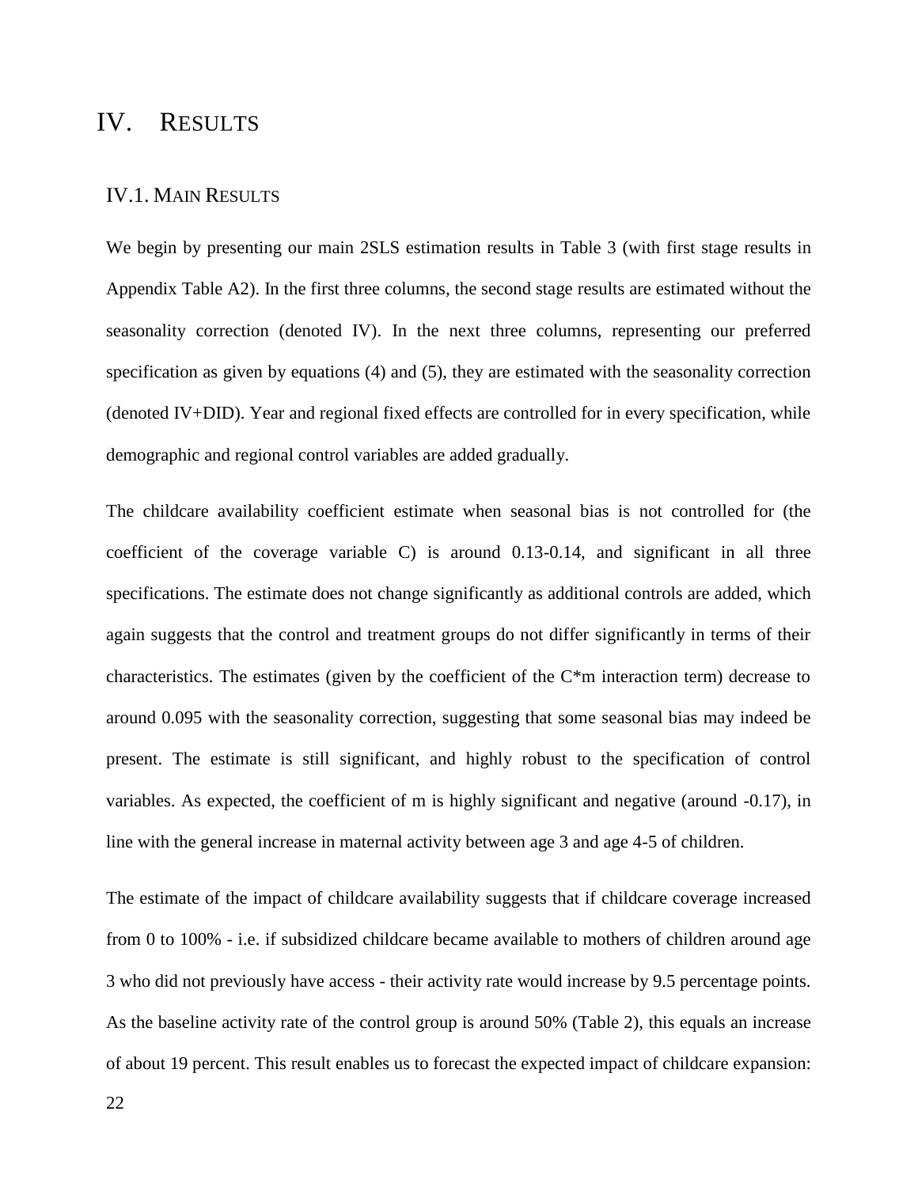# IV. RESULTS

## IV.1. MAIN RESULTS

We begin by presenting our main 2SLS estimation results in Table 3 (with first stage results in Appendix Table A2). In the first three columns, the second stage results are estimated without the seasonality correction (denoted IV). In the next three columns, representing our preferred specification as given by equations (4) and (5), they are estimated with the seasonality correction (denoted IV+DID). Year and regional fixed effects are controlled for in every specification, while demographic and regional control variables are added gradually.

The childcare availability coefficient estimate when seasonal bias is not controlled for (the coefficient of the coverage variable C) is around 0.13-0.14, and significant in all three specifications. The estimate does not change significantly as additional controls are added, which again suggests that the control and treatment groups do not differ significantly in terms of their characteristics. The estimates (given by the coefficient of the C*m interaction term) decrease to around 0.095 with the seasonality correction, suggesting that some seasonal bias may indeed be present. The estimate is still significant, and highly robust to the specification of control variables. As expected, the coefficient of m is highly significant and negative (around -0.17), in line with the general increase in maternal activity between age 3 and age 4-5 of children.

The estimate of the impact of childcare availability suggests that if childcare coverage increased from 0 to 100% - i.e. if subsidized childcare became available to mothers of children around age 3 who did not previously have access - their activity rate would increase by 9.5 percentage points. As the baseline activity rate of the control group is around 50% (Table 2), this equals an increase of about 19 percent. This result enables us to forecast the expected impact of childcare expansion: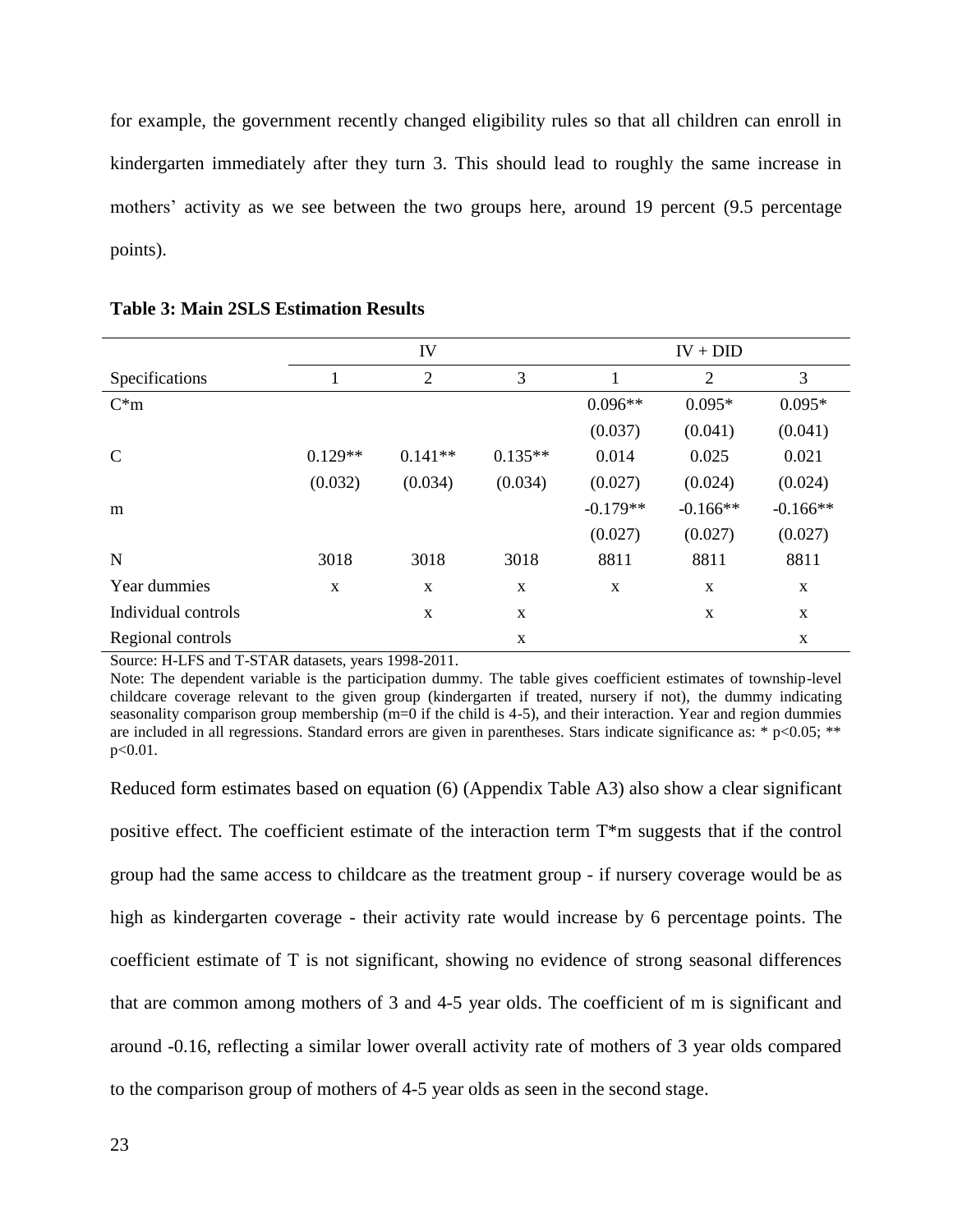for example, the government recently changed eligibility rules so that all children can enroll in kindergarten immediately after they turn 3. This should lead to roughly the same increase in mothers' activity as we see between the two groups here, around 19 percent (9.5 percentage points).

**Table 3: Main 2SLS Estimation Results**

| | IV | | | IV + DID | | |
|---|---|---|---|---|---|---|
| Specifications | 1 | 2 | 3 | 1 | 2 | 3 |
| C*m | | | | 0.096** | 0.095* | 0.095* |
| | | | | (0.037) | (0.041) | (0.041) |
| C | 0.129** | 0.141** | 0.135** | 0.014 | 0.025 | 0.021 |
| | (0.032) | (0.034) | (0.034) | (0.027) | (0.024) | (0.024) |
| m | | | | -0.179** | -0.166** | -0.166** |
| | | | | (0.027) | (0.027) | (0.027) |
| N | 3018 | 3018 | 3018 | 8811 | 8811 | 8811 |
| Year dummies | x | x | x | x | x | x |
| Individual controls | | x | x | | x | x |
| Regional controls | | | x | | | x |

Source: H-LFS and T-STAR datasets, years 1998-2011.

Note: The dependent variable is the participation dummy. The table gives coefficient estimates of township-level childcare coverage relevant to the given group (kindergarten if treated, nursery if not), the dummy indicating seasonality comparison group membership (m=0 if the child is 4-5), and their interaction. Year and region dummies are included in all regressions. Standard errors are given in parentheses. Stars indicate significance as: * p<0.05; ** p<0.01.

Reduced form estimates based on equation (6) (Appendix Table A3) also show a clear significant positive effect. The coefficient estimate of the interaction term T*m suggests that if the control group had the same access to childcare as the treatment group - if nursery coverage would be as high as kindergarten coverage - their activity rate would increase by 6 percentage points. The coefficient estimate of T is not significant, showing no evidence of strong seasonal differences that are common among mothers of 3 and 4-5 year olds. The coefficient of m is significant and around -0.16, reflecting a similar lower overall activity rate of mothers of 3 year olds compared to the comparison group of mothers of 4-5 year olds as seen in the second stage.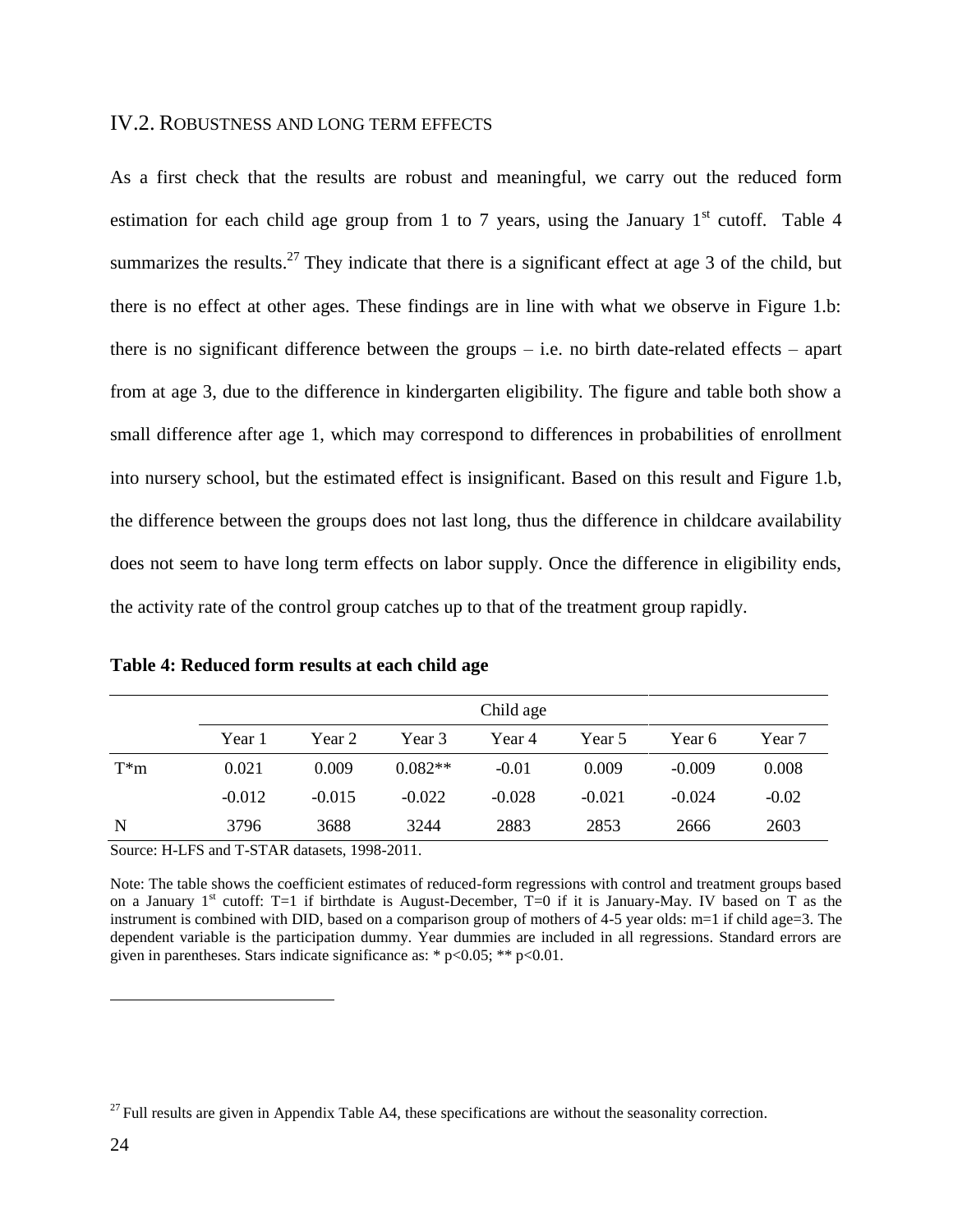### IV.2. Robustness and long term effects

As a first check that the results are robust and meaningful, we carry out the reduced form estimation for each child age group from 1 to 7 years, using the January 1[st] cutoff. Table 4 summarizes the results.[27] They indicate that there is a significant effect at age 3 of the child, but there is no effect at other ages. These findings are in line with what we observe in Figure 1.b: there is no significant difference between the groups – i.e. no birth date-related effects – apart from at age 3, due to the difference in kindergarten eligibility. The figure and table both show a small difference after age 1, which may correspond to differences in probabilities of enrollment into nursery school, but the estimated effect is insignificant. Based on this result and Figure 1.b, the difference between the groups does not last long, thus the difference in childcare availability does not seem to have long term effects on labor supply. Once the difference in eligibility ends, the activity rate of the control group catches up to that of the treatment group rapidly.

**Table 4: Reduced form results at each child age**

| | Child age | | | | | | |
|---|---|---|---|---|---|---|---|
| | Year 1 | Year 2 | Year 3 | Year 4 | Year 5 | Year 6 | Year 7 |
| T*m | 0.021 | 0.009 | 0.082** | -0.01 | 0.009 | -0.009 | 0.008 |
| | -0.012 | -0.015 | -0.022 | -0.028 | -0.021 | -0.024 | -0.02 |
| N | 3796 | 3688 | 3244 | 2883 | 2853 | 2666 | 2603 |

Source: H-LFS and T-STAR datasets, 1998-2011.

Note: The table shows the coefficient estimates of reduced-form regressions with control and treatment groups based on a January 1[st] cutoff: T=1 if birthdate is August-December, T=0 if it is January-May. IV based on T as the instrument is combined with DID, based on a comparison group of mothers of 4-5 year olds: m=1 if child age=3. The dependent variable is the participation dummy. Year dummies are included in all regressions. Standard errors are given in parentheses. Stars indicate significance as: * p<0.05; ** p<0.01.

[27] Full results are given in Appendix Table A4, these specifications are without the seasonality correction.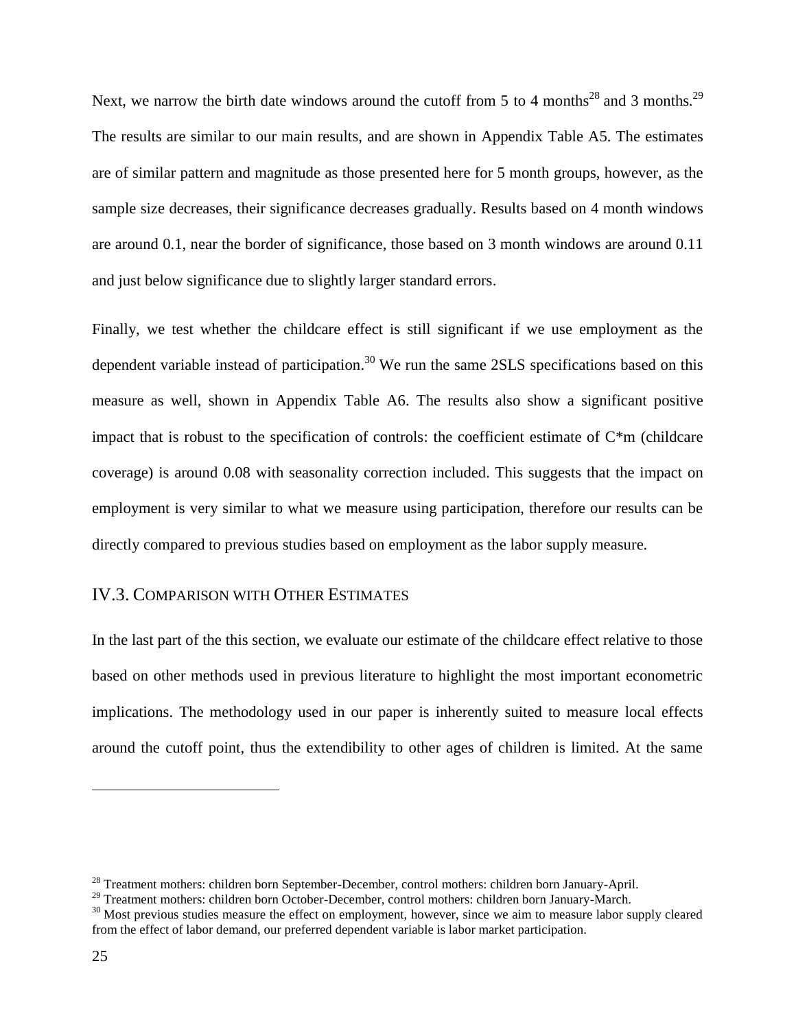Next, we narrow the birth date windows around the cutoff from 5 to 4 months[28] and 3 months.[29] The results are similar to our main results, and are shown in Appendix Table A5. The estimates are of similar pattern and magnitude as those presented here for 5 month groups, however, as the sample size decreases, their significance decreases gradually. Results based on 4 month windows are around 0.1, near the border of significance, those based on 3 month windows are around 0.11 and just below significance due to slightly larger standard errors.

Finally, we test whether the childcare effect is still significant if we use employment as the dependent variable instead of participation.[30] We run the same 2SLS specifications based on this measure as well, shown in Appendix Table A6. The results also show a significant positive impact that is robust to the specification of controls: the coefficient estimate of C*m (childcare coverage) is around 0.08 with seasonality correction included. This suggests that the impact on employment is very similar to what we measure using participation, therefore our results can be directly compared to previous studies based on employment as the labor supply measure.

## IV.3. Comparison with Other Estimates

In the last part of the this section, we evaluate our estimate of the childcare effect relative to those based on other methods used in previous literature to highlight the most important econometric implications. The methodology used in our paper is inherently suited to measure local effects around the cutoff point, thus the extendibility to other ages of children is limited. At the same

---

[28] Treatment mothers: children born September-December, control mothers: children born January-April.

[29] Treatment mothers: children born October-December, control mothers: children born January-March.

[30] Most previous studies measure the effect on employment, however, since we aim to measure labor supply cleared from the effect of labor demand, our preferred dependent variable is labor market participation.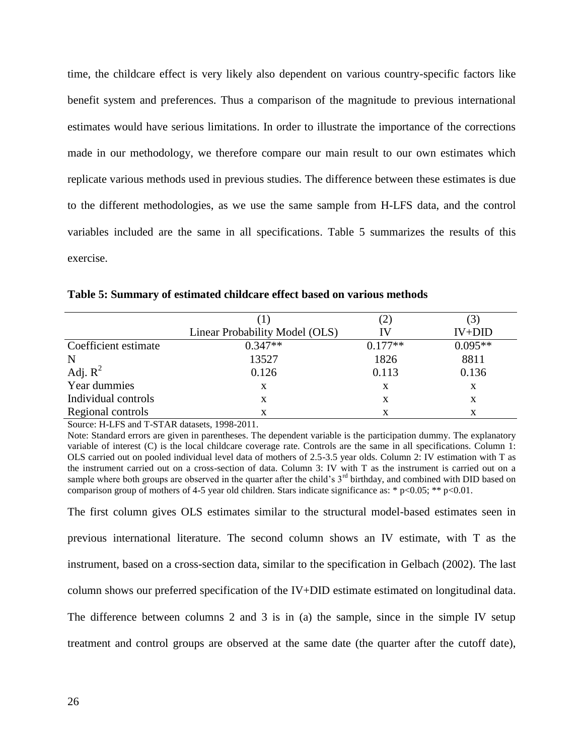time, the childcare effect is very likely also dependent on various country-specific factors like benefit system and preferences. Thus a comparison of the magnitude to previous international estimates would have serious limitations. In order to illustrate the importance of the corrections made in our methodology, we therefore compare our main result to our own estimates which replicate various methods used in previous studies. The difference between these estimates is due to the different methodologies, as we use the same sample from H-LFS data, and the control variables included are the same in all specifications. Table 5 summarizes the results of this exercise.

**Table 5: Summary of estimated childcare effect based on various methods**

| | (1) | (2) | (3) |
|---|---|---|---|
| | Linear Probability Model (OLS) | IV | IV+DID |
| Coefficient estimate | 0.347** | 0.177** | 0.095** |
| N | 13527 | 1826 | 8811 |
| Adj. $R^2$ | 0.126 | 0.113 | 0.136 |
| Year dummies | x | x | x |
| Individual controls | x | x | x |
| Regional controls | x | x | x |

Source: H-LFS and T-STAR datasets, 1998-2011.

Note: Standard errors are given in parentheses. The dependent variable is the participation dummy. The explanatory variable of interest (C) is the local childcare coverage rate. Controls are the same in all specifications. Column 1: OLS carried out on pooled individual level data of mothers of 2.5-3.5 year olds. Column 2: IV estimation with T as the instrument carried out on a cross-section of data. Column 3: IV with T as the instrument is carried out on a sample where both groups are observed in the quarter after the child's 3rd birthday, and combined with DID based on comparison group of mothers of 4-5 year old children. Stars indicate significance as: * $p<0.05$; ** $p<0.01$.

The first column gives OLS estimates similar to the structural model-based estimates seen in previous international literature. The second column shows an IV estimate, with T as the instrument, based on a cross-section data, similar to the specification in Gelbach (2002). The last column shows our preferred specification of the IV+DID estimate estimated on longitudinal data. The difference between columns 2 and 3 is in (a) the sample, since in the simple IV setup treatment and control groups are observed at the same date (the quarter after the cutoff date),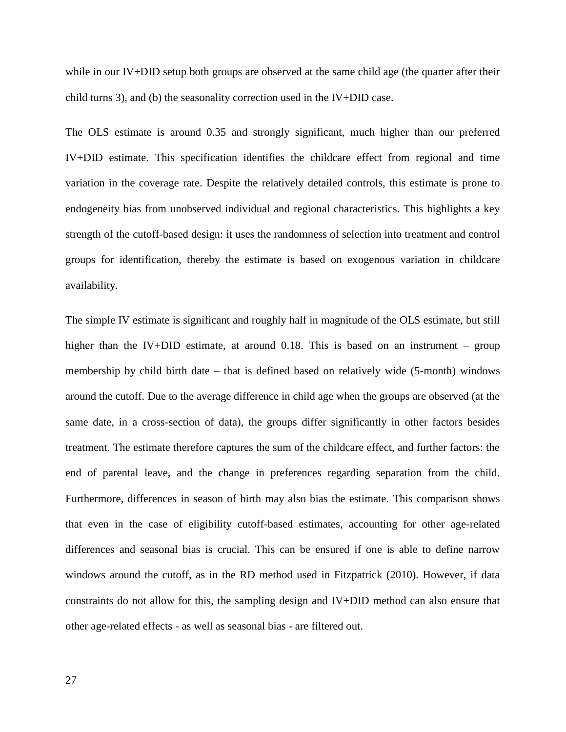while in our IV+DID setup both groups are observed at the same child age (the quarter after their child turns 3), and (b) the seasonality correction used in the IV+DID case.

The OLS estimate is around 0.35 and strongly significant, much higher than our preferred IV+DID estimate. This specification identifies the childcare effect from regional and time variation in the coverage rate. Despite the relatively detailed controls, this estimate is prone to endogeneity bias from unobserved individual and regional characteristics. This highlights a key strength of the cutoff-based design: it uses the randomness of selection into treatment and control groups for identification, thereby the estimate is based on exogenous variation in childcare availability.

The simple IV estimate is significant and roughly half in magnitude of the OLS estimate, but still higher than the IV+DID estimate, at around 0.18. This is based on an instrument – group membership by child birth date – that is defined based on relatively wide (5-month) windows around the cutoff. Due to the average difference in child age when the groups are observed (at the same date, in a cross-section of data), the groups differ significantly in other factors besides treatment. The estimate therefore captures the sum of the childcare effect, and further factors: the end of parental leave, and the change in preferences regarding separation from the child. Furthermore, differences in season of birth may also bias the estimate. This comparison shows that even in the case of eligibility cutoff-based estimates, accounting for other age-related differences and seasonal bias is crucial. This can be ensured if one is able to define narrow windows around the cutoff, as in the RD method used in Fitzpatrick (2010). However, if data constraints do not allow for this, the sampling design and IV+DID method can also ensure that other age-related effects - as well as seasonal bias - are filtered out.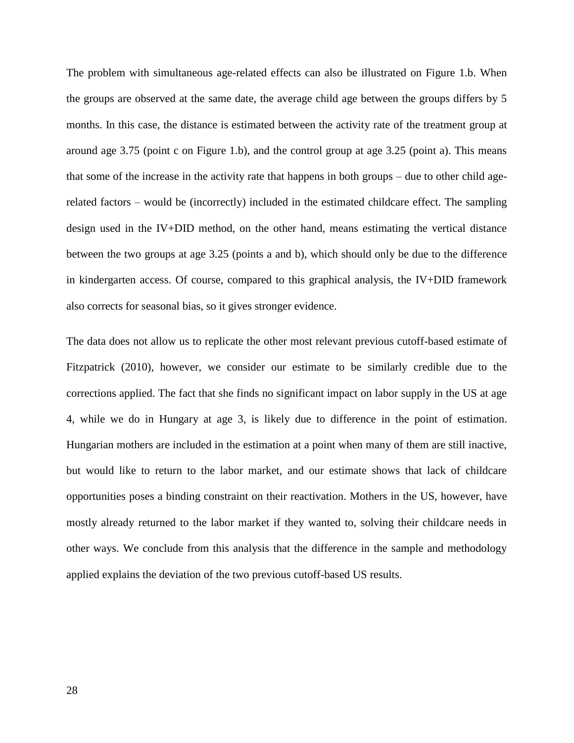The problem with simultaneous age-related effects can also be illustrated on Figure 1.b. When the groups are observed at the same date, the average child age between the groups differs by 5 months. In this case, the distance is estimated between the activity rate of the treatment group at around age 3.75 (point c on Figure 1.b), and the control group at age 3.25 (point a). This means that some of the increase in the activity rate that happens in both groups – due to other child age-related factors – would be (incorrectly) included in the estimated childcare effect. The sampling design used in the IV+DID method, on the other hand, means estimating the vertical distance between the two groups at age 3.25 (points a and b), which should only be due to the difference in kindergarten access. Of course, compared to this graphical analysis, the IV+DID framework also corrects for seasonal bias, so it gives stronger evidence.

The data does not allow us to replicate the other most relevant previous cutoff-based estimate of Fitzpatrick (2010), however, we consider our estimate to be similarly credible due to the corrections applied. The fact that she finds no significant impact on labor supply in the US at age 4, while we do in Hungary at age 3, is likely due to difference in the point of estimation. Hungarian mothers are included in the estimation at a point when many of them are still inactive, but would like to return to the labor market, and our estimate shows that lack of childcare opportunities poses a binding constraint on their reactivation. Mothers in the US, however, have mostly already returned to the labor market if they wanted to, solving their childcare needs in other ways. We conclude from this analysis that the difference in the sample and methodology applied explains the deviation of the two previous cutoff-based US results.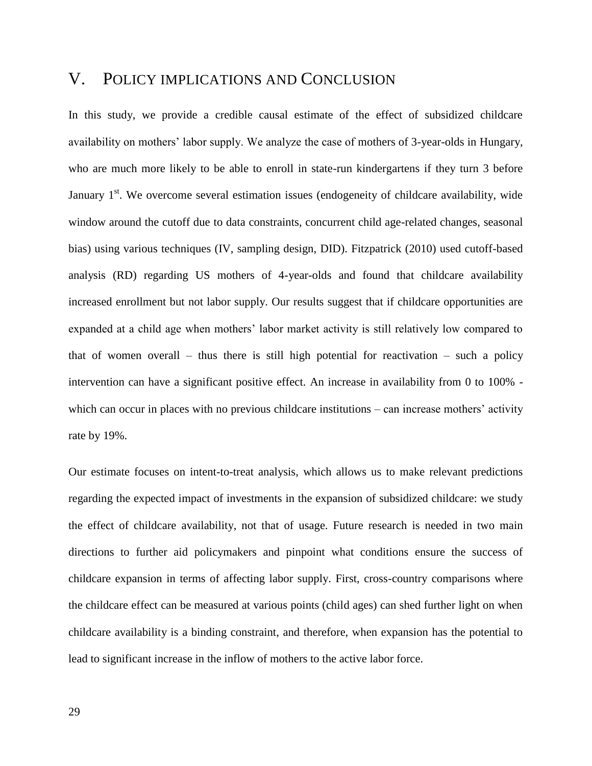# V. POLICY IMPLICATIONS AND CONCLUSION

In this study, we provide a credible causal estimate of the effect of subsidized childcare availability on mothers' labor supply. We analyze the case of mothers of 3-year-olds in Hungary, who are much more likely to be able to enroll in state-run kindergartens if they turn 3 before January 1st. We overcome several estimation issues (endogeneity of childcare availability, wide window around the cutoff due to data constraints, concurrent child age-related changes, seasonal bias) using various techniques (IV, sampling design, DID). Fitzpatrick (2010) used cutoff-based analysis (RD) regarding US mothers of 4-year-olds and found that childcare availability increased enrollment but not labor supply. Our results suggest that if childcare opportunities are expanded at a child age when mothers' labor market activity is still relatively low compared to that of women overall – thus there is still high potential for reactivation – such a policy intervention can have a significant positive effect. An increase in availability from 0 to 100% - which can occur in places with no previous childcare institutions – can increase mothers' activity rate by 19%.

Our estimate focuses on intent-to-treat analysis, which allows us to make relevant predictions regarding the expected impact of investments in the expansion of subsidized childcare: we study the effect of childcare availability, not that of usage. Future research is needed in two main directions to further aid policymakers and pinpoint what conditions ensure the success of childcare expansion in terms of affecting labor supply. First, cross-country comparisons where the childcare effect can be measured at various points (child ages) can shed further light on when childcare availability is a binding constraint, and therefore, when expansion has the potential to lead to significant increase in the inflow of mothers to the active labor force.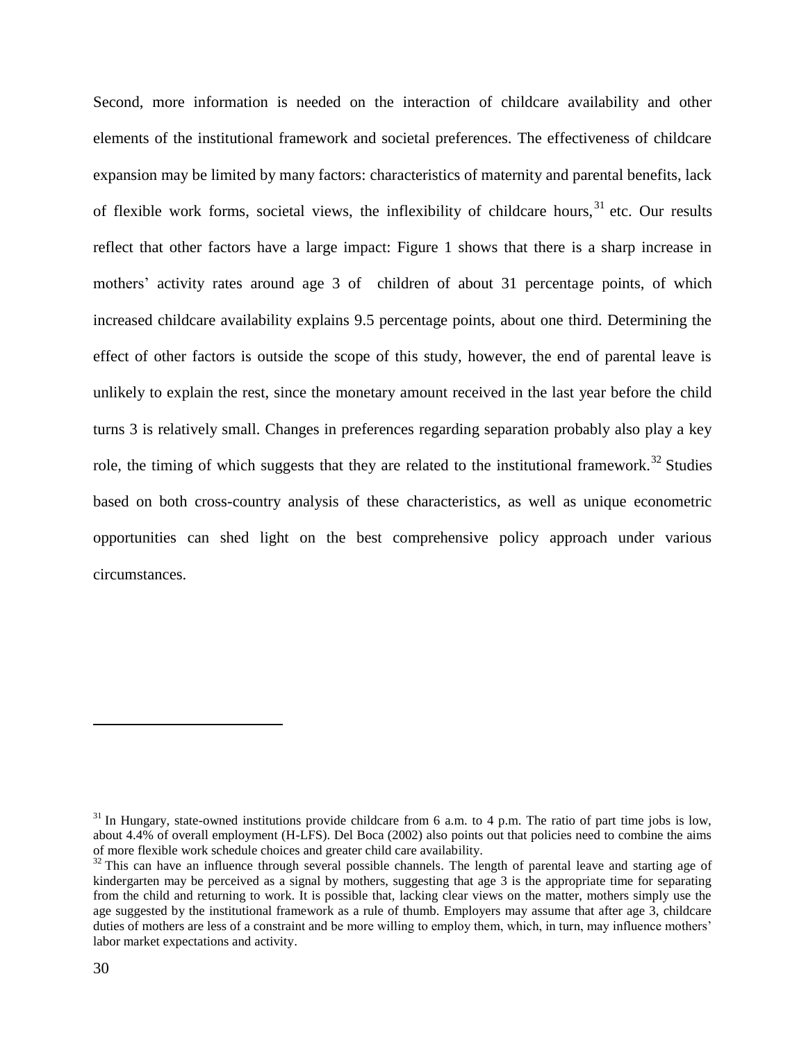Second, more information is needed on the interaction of childcare availability and other elements of the institutional framework and societal preferences. The effectiveness of childcare expansion may be limited by many factors: characteristics of maternity and parental benefits, lack of flexible work forms, societal views, the inflexibility of childcare hours,[31] etc. Our results reflect that other factors have a large impact: Figure 1 shows that there is a sharp increase in mothers' activity rates around age 3 of children of about 31 percentage points, of which increased childcare availability explains 9.5 percentage points, about one third. Determining the effect of other factors is outside the scope of this study, however, the end of parental leave is unlikely to explain the rest, since the monetary amount received in the last year before the child turns 3 is relatively small. Changes in preferences regarding separation probably also play a key role, the timing of which suggests that they are related to the institutional framework.[32] Studies based on both cross-country analysis of these characteristics, as well as unique econometric opportunities can shed light on the best comprehensive policy approach under various circumstances.

---

[31] In Hungary, state-owned institutions provide childcare from 6 a.m. to 4 p.m. The ratio of part time jobs is low, about 4.4% of overall employment (H-LFS). Del Boca (2002) also points out that policies need to combine the aims of more flexible work schedule choices and greater child care availability.

[32] This can have an influence through several possible channels. The length of parental leave and starting age of kindergarten may be perceived as a signal by mothers, suggesting that age 3 is the appropriate time for separating from the child and returning to work. It is possible that, lacking clear views on the matter, mothers simply use the age suggested by the institutional framework as a rule of thumb. Employers may assume that after age 3, childcare duties of mothers are less of a constraint and be more willing to employ them, which, in turn, may influence mothers' labor market expectations and activity.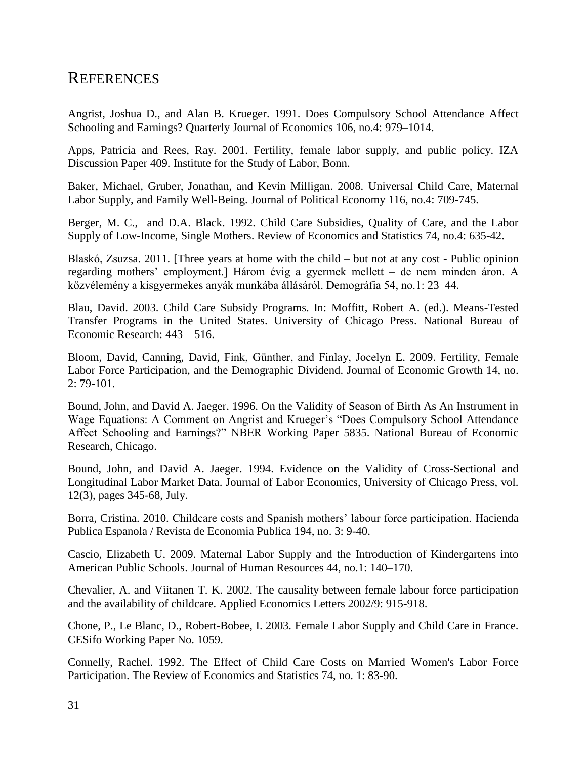## REFERENCES

Angrist, Joshua D., and Alan B. Krueger. 1991. Does Compulsory School Attendance Affect Schooling and Earnings? Quarterly Journal of Economics 106, no.4: 979–1014.

Apps, Patricia and Rees, Ray. 2001. Fertility, female labor supply, and public policy. IZA Discussion Paper 409. Institute for the Study of Labor, Bonn.

Baker, Michael, Gruber, Jonathan, and Kevin Milligan. 2008. Universal Child Care, Maternal Labor Supply, and Family Well-Being. Journal of Political Economy 116, no.4: 709-745.

Berger, M. C., and D.A. Black. 1992. Child Care Subsidies, Quality of Care, and the Labor Supply of Low-Income, Single Mothers. Review of Economics and Statistics 74, no.4: 635-42.

Blaskó, Zsuzsa. 2011. [Three years at home with the child – but not at any cost - Public opinion regarding mothers' employment.] Három évig a gyermek mellett – de nem minden áron. A közvélemény a kisgyermekes anyák munkába állásáról. Demográfia 54, no.1: 23–44.

Blau, David. 2003. Child Care Subsidy Programs. In: Moffitt, Robert A. (ed.). Means-Tested Transfer Programs in the United States. University of Chicago Press. National Bureau of Economic Research: 443 – 516.

Bloom, David, Canning, David, Fink, Günther, and Finlay, Jocelyn E. 2009. Fertility, Female Labor Force Participation, and the Demographic Dividend. Journal of Economic Growth 14, no. 2: 79-101.

Bound, John, and David A. Jaeger. 1996. On the Validity of Season of Birth As An Instrument in Wage Equations: A Comment on Angrist and Krueger's "Does Compulsory School Attendance Affect Schooling and Earnings?" NBER Working Paper 5835. National Bureau of Economic Research, Chicago.

Bound, John, and David A. Jaeger. 1994. Evidence on the Validity of Cross-Sectional and Longitudinal Labor Market Data. Journal of Labor Economics, University of Chicago Press, vol. 12(3), pages 345-68, July.

Borra, Cristina. 2010. Childcare costs and Spanish mothers' labour force participation. Hacienda Publica Espanola / Revista de Economia Publica 194, no. 3: 9-40.

Cascio, Elizabeth U. 2009. Maternal Labor Supply and the Introduction of Kindergartens into American Public Schools. Journal of Human Resources 44, no.1: 140–170.

Chevalier, A. and Viitanen T. K. 2002. The causality between female labour force participation and the availability of childcare. Applied Economics Letters 2002/9: 915-918.

Chone, P., Le Blanc, D., Robert-Bobee, I. 2003. Female Labor Supply and Child Care in France. CESifo Working Paper No. 1059.

Connelly, Rachel. 1992. The Effect of Child Care Costs on Married Women's Labor Force Participation. The Review of Economics and Statistics 74, no. 1: 83-90.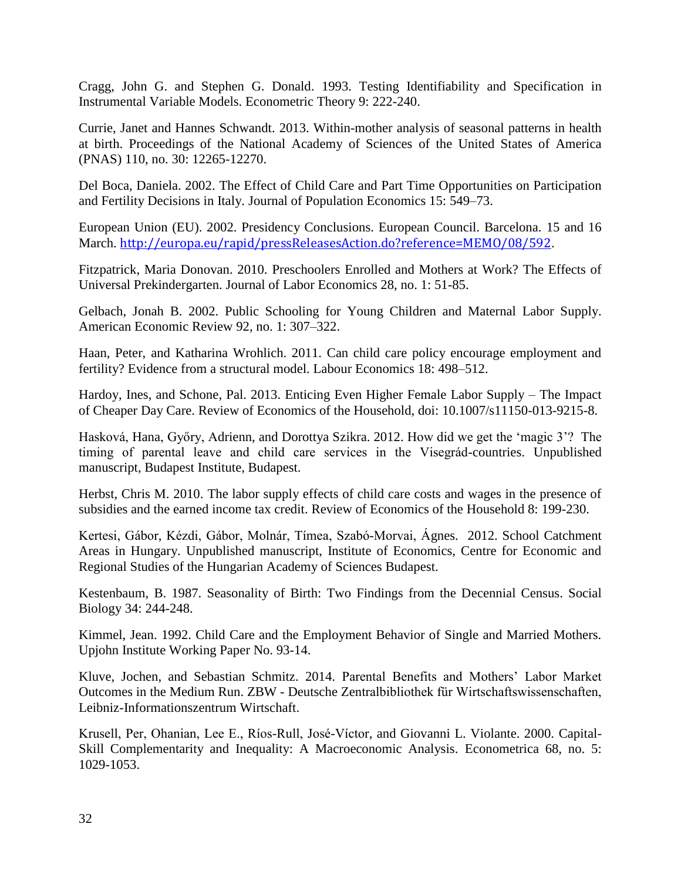Cragg, John G. and Stephen G. Donald. 1993. Testing Identifiability and Specification in Instrumental Variable Models. Econometric Theory 9: 222-240.

Currie, Janet and Hannes Schwandt. 2013. Within-mother analysis of seasonal patterns in health at birth. Proceedings of the National Academy of Sciences of the United States of America (PNAS) 110, no. 30: 12265-12270.

Del Boca, Daniela. 2002. The Effect of Child Care and Part Time Opportunities on Participation and Fertility Decisions in Italy. Journal of Population Economics 15: 549–73.

European Union (EU). 2002. Presidency Conclusions. European Council. Barcelona. 15 and 16 March. http://europa.eu/rapid/pressReleasesAction.do?reference=MEMO/08/592.

Fitzpatrick, Maria Donovan. 2010. Preschoolers Enrolled and Mothers at Work? The Effects of Universal Prekindergarten. Journal of Labor Economics 28, no. 1: 51-85.

Gelbach, Jonah B. 2002. Public Schooling for Young Children and Maternal Labor Supply. American Economic Review 92, no. 1: 307–322.

Haan, Peter, and Katharina Wrohlich. 2011. Can child care policy encourage employment and fertility? Evidence from a structural model. Labour Economics 18: 498–512.

Hardoy, Ines, and Schone, Pal. 2013. Enticing Even Higher Female Labor Supply – The Impact of Cheaper Day Care. Review of Economics of the Household, doi: 10.1007/s11150-013-9215-8.

Hasková, Hana, Győry, Adrienn, and Dorottya Szikra. 2012. How did we get the 'magic 3'? The timing of parental leave and child care services in the Visegrád-countries. Unpublished manuscript, Budapest Institute, Budapest.

Herbst, Chris M. 2010. The labor supply effects of child care costs and wages in the presence of subsidies and the earned income tax credit. Review of Economics of the Household 8: 199-230.

Kertesi, Gábor, Kézdi, Gábor, Molnár, Tímea, Szabó-Morvai, Ágnes. 2012. School Catchment Areas in Hungary. Unpublished manuscript, Institute of Economics, Centre for Economic and Regional Studies of the Hungarian Academy of Sciences Budapest.

Kestenbaum, B. 1987. Seasonality of Birth: Two Findings from the Decennial Census. Social Biology 34: 244-248.

Kimmel, Jean. 1992. Child Care and the Employment Behavior of Single and Married Mothers. Upjohn Institute Working Paper No. 93-14.

Kluve, Jochen, and Sebastian Schmitz. 2014. Parental Benefits and Mothers' Labor Market Outcomes in the Medium Run. ZBW - Deutsche Zentralbibliothek für Wirtschaftswissenschaften, Leibniz-Informationszentrum Wirtschaft.

Krusell, Per, Ohanian, Lee E., Ríos-Rull, José-Víctor, and Giovanni L. Violante. 2000. Capital-Skill Complementarity and Inequality: A Macroeconomic Analysis. Econometrica 68, no. 5: 1029-1053.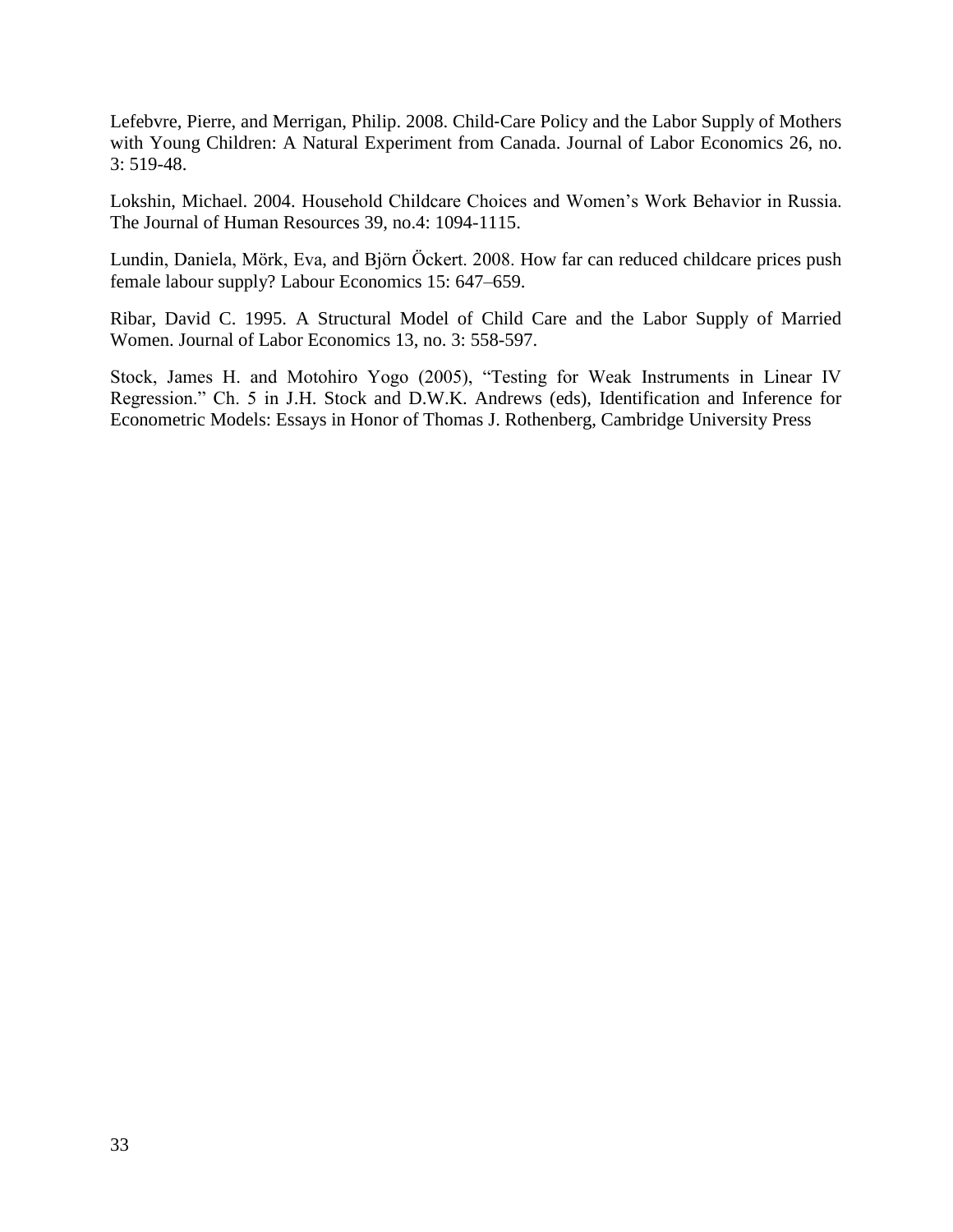Lefebvre, Pierre, and Merrigan, Philip. 2008. Child-Care Policy and the Labor Supply of Mothers with Young Children: A Natural Experiment from Canada. Journal of Labor Economics 26, no. 3: 519-48.

Lokshin, Michael. 2004. Household Childcare Choices and Women's Work Behavior in Russia. The Journal of Human Resources 39, no.4: 1094-1115.

Lundin, Daniela, Mörk, Eva, and Björn Öckert. 2008. How far can reduced childcare prices push female labour supply? Labour Economics 15: 647–659.

Ribar, David C. 1995. A Structural Model of Child Care and the Labor Supply of Married Women. Journal of Labor Economics 13, no. 3: 558-597.

Stock, James H. and Motohiro Yogo (2005), "Testing for Weak Instruments in Linear IV Regression." Ch. 5 in J.H. Stock and D.W.K. Andrews (eds), Identification and Inference for Econometric Models: Essays in Honor of Thomas J. Rothenberg, Cambridge University Press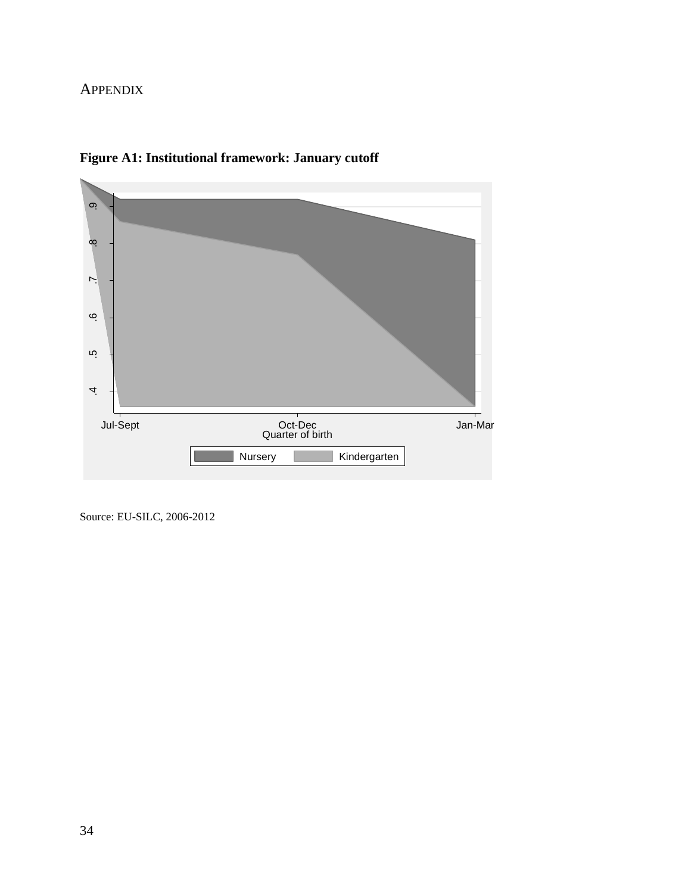# APPENDIX

**Figure A1: Institutional framework: January cutoff**

.4
.5
.6
.7
.8
.9

Jul-Sept
Oct-Dec
Jan-Mar
Quarter of birth

Nursery
Kindergarten

Source: EU-SILC, 2006-2012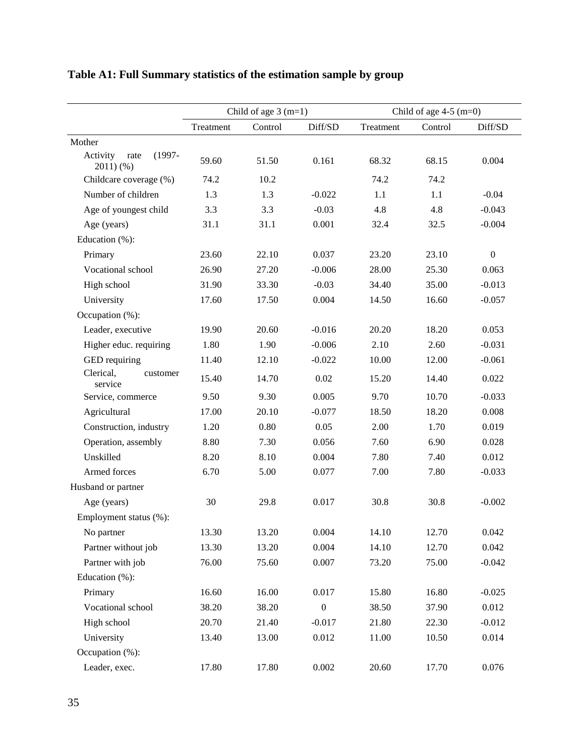**Table A1: Full Summary statistics of the estimation sample by group**

| | Child of age 3 (m=1) | | | Child of age 4-5 (m=0) | | |
|---|---|---|---|---|---|---|
| | Treatment | Control | Diff/SD | Treatment | Control | Diff/SD |
| Mother | | | | | | |
| Activity rate (1997-2011) (%) | 59.60 | 51.50 | 0.161 | 68.32 | 68.15 | 0.004 |
| Childcare coverage (%) | 74.2 | 10.2 | | 74.2 | 74.2 | |
| Number of children | 1.3 | 1.3 | -0.022 | 1.1 | 1.1 | -0.04 |
| Age of youngest child | 3.3 | 3.3 | -0.03 | 4.8 | 4.8 | -0.043 |
| Age (years) | 31.1 | 31.1 | 0.001 | 32.4 | 32.5 | -0.004 |
| Education (%): | | | | | | |
| Primary | 23.60 | 22.10 | 0.037 | 23.20 | 23.10 | 0 |
| Vocational school | 26.90 | 27.20 | -0.006 | 28.00 | 25.30 | 0.063 |
| High school | 31.90 | 33.30 | -0.03 | 34.40 | 35.00 | -0.013 |
| University | 17.60 | 17.50 | 0.004 | 14.50 | 16.60 | -0.057 |
| Occupation (%): | | | | | | |
| Leader, executive | 19.90 | 20.60 | -0.016 | 20.20 | 18.20 | 0.053 |
| Higher educ. requiring | 1.80 | 1.90 | -0.006 | 2.10 | 2.60 | -0.031 |
| GED requiring | 11.40 | 12.10 | -0.022 | 10.00 | 12.00 | -0.061 |
| Clerical, customer service | 15.40 | 14.70 | 0.02 | 15.20 | 14.40 | 0.022 |
| Service, commerce | 9.50 | 9.30 | 0.005 | 9.70 | 10.70 | -0.033 |
| Agricultural | 17.00 | 20.10 | -0.077 | 18.50 | 18.20 | 0.008 |
| Construction, industry | 1.20 | 0.80 | 0.05 | 2.00 | 1.70 | 0.019 |
| Operation, assembly | 8.80 | 7.30 | 0.056 | 7.60 | 6.90 | 0.028 |
| Unskilled | 8.20 | 8.10 | 0.004 | 7.80 | 7.40 | 0.012 |
| Armed forces | 6.70 | 5.00 | 0.077 | 7.00 | 7.80 | -0.033 |
| Husband or partner | | | | | | |
| Age (years) | 30 | 29.8 | 0.017 | 30.8 | 30.8 | -0.002 |
| Employment status (%): | | | | | | |
| No partner | 13.30 | 13.20 | 0.004 | 14.10 | 12.70 | 0.042 |
| Partner without job | 13.30 | 13.20 | 0.004 | 14.10 | 12.70 | 0.042 |
| Partner with job | 76.00 | 75.60 | 0.007 | 73.20 | 75.00 | -0.042 |
| Education (%): | | | | | | |
| Primary | 16.60 | 16.00 | 0.017 | 15.80 | 16.80 | -0.025 |
| Vocational school | 38.20 | 38.20 | 0 | 38.50 | 37.90 | 0.012 |
| High school | 20.70 | 21.40 | -0.017 | 21.80 | 22.30 | -0.012 |
| University | 13.40 | 13.00 | 0.012 | 11.00 | 10.50 | 0.014 |
| Occupation (%): | | | | | | |
| Leader, exec. | 17.80 | 17.80 | 0.002 | 20.60 | 17.70 | 0.076 |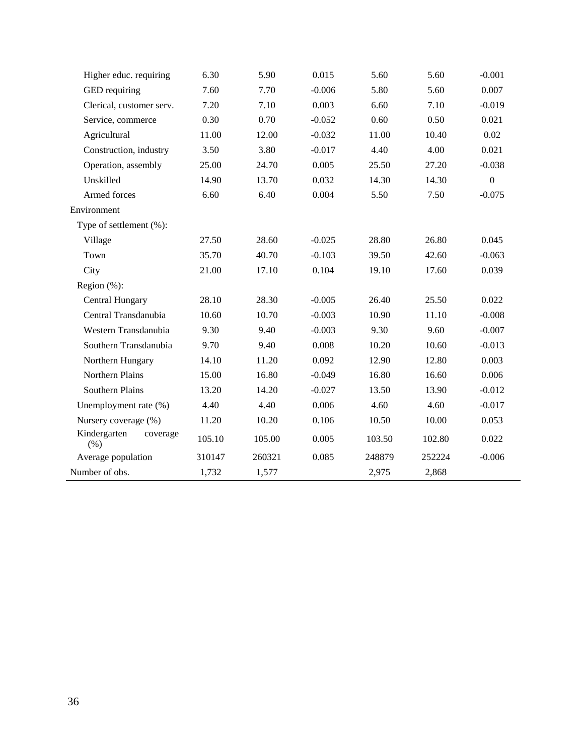| | | | | | | |
|---|---|---|---|---|---|---|
| Higher educ. requiring | 6.30 | 5.90 | 0.015 | 5.60 | 5.60 | -0.001 |
| GED requiring | 7.60 | 7.70 | -0.006 | 5.80 | 5.60 | 0.007 |
| Clerical, customer serv. | 7.20 | 7.10 | 0.003 | 6.60 | 7.10 | -0.019 |
| Service, commerce | 0.30 | 0.70 | -0.052 | 0.60 | 0.50 | 0.021 |
| Agricultural | 11.00 | 12.00 | -0.032 | 11.00 | 10.40 | 0.02 |
| Construction, industry | 3.50 | 3.80 | -0.017 | 4.40 | 4.00 | 0.021 |
| Operation, assembly | 25.00 | 24.70 | 0.005 | 25.50 | 27.20 | -0.038 |
| Unskilled | 14.90 | 13.70 | 0.032 | 14.30 | 14.30 | 0 |
| Armed forces | 6.60 | 6.40 | 0.004 | 5.50 | 7.50 | -0.075 |
| Environment | | | | | | |
| Type of settlement (%): | | | | | | |
| Village | 27.50 | 28.60 | -0.025 | 28.80 | 26.80 | 0.045 |
| Town | 35.70 | 40.70 | -0.103 | 39.50 | 42.60 | -0.063 |
| City | 21.00 | 17.10 | 0.104 | 19.10 | 17.60 | 0.039 |
| Region (%): | | | | | | |
| Central Hungary | 28.10 | 28.30 | -0.005 | 26.40 | 25.50 | 0.022 |
| Central Transdanubia | 10.60 | 10.70 | -0.003 | 10.90 | 11.10 | -0.008 |
| Western Transdanubia | 9.30 | 9.40 | -0.003 | 9.30 | 9.60 | -0.007 |
| Southern Transdanubia | 9.70 | 9.40 | 0.008 | 10.20 | 10.60 | -0.013 |
| Northern Hungary | 14.10 | 11.20 | 0.092 | 12.90 | 12.80 | 0.003 |
| Northern Plains | 15.00 | 16.80 | -0.049 | 16.80 | 16.60 | 0.006 |
| Southern Plains | 13.20 | 14.20 | -0.027 | 13.50 | 13.90 | -0.012 |
| Unemployment rate (%) | 4.40 | 4.40 | 0.006 | 4.60 | 4.60 | -0.017 |
| Nursery coverage (%) | 11.20 | 10.20 | 0.106 | 10.50 | 10.00 | 0.053 |
| Kindergarten coverage (%) | 105.10 | 105.00 | 0.005 | 103.50 | 102.80 | 0.022 |
| Average population | 310147 | 260321 | 0.085 | 248879 | 252224 | -0.006 |
| Number of obs. | 1,732 | 1,577 | | 2,975 | 2,868 | |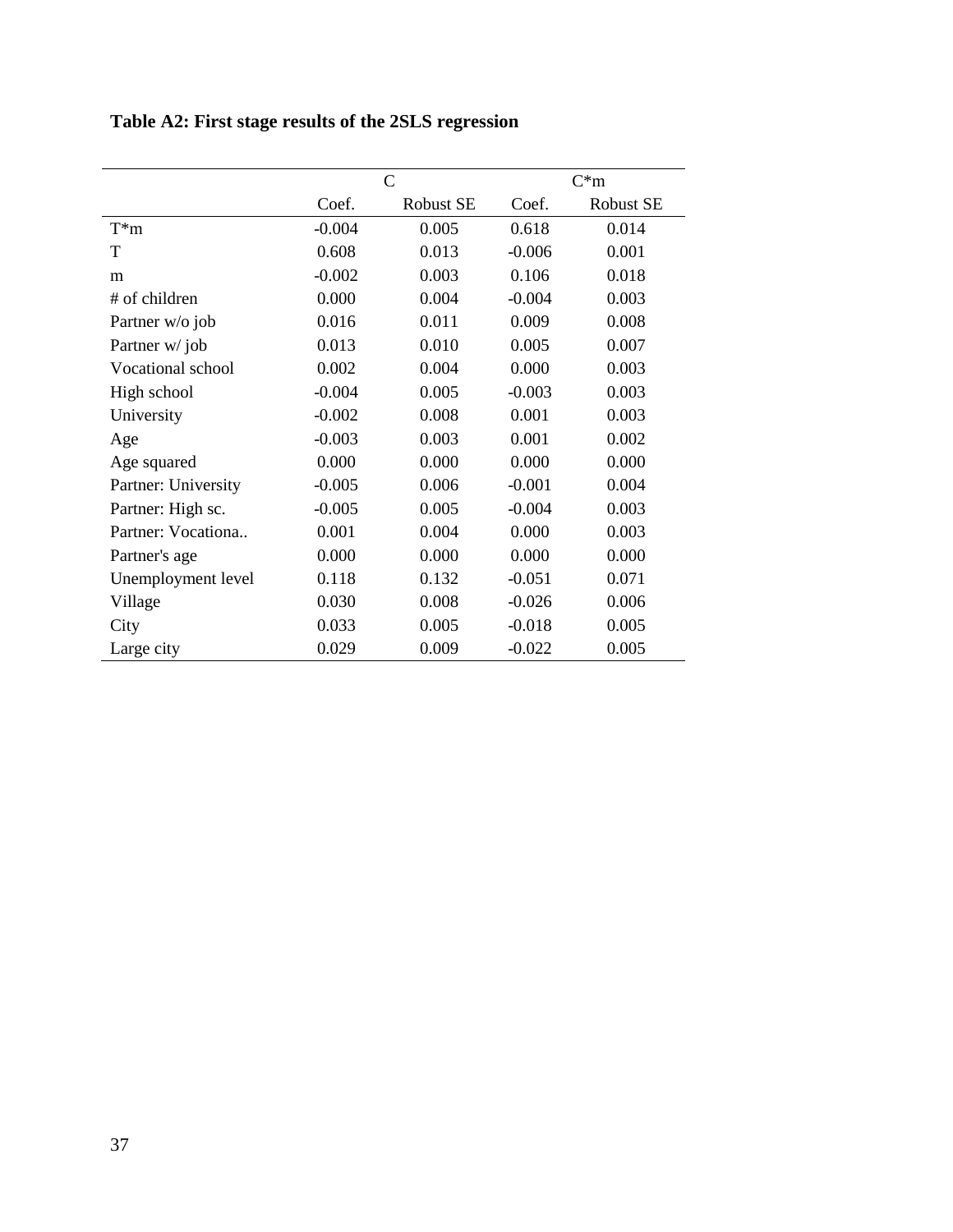**Table A2: First stage results of the 2SLS regression**

| | C | | C*m | |
|---|---|---|---|---|
| | Coef. | Robust SE | Coef. | Robust SE |
| T*m | -0.004 | 0.005 | 0.618 | 0.014 |
| T | 0.608 | 0.013 | -0.006 | 0.001 |
| m | -0.002 | 0.003 | 0.106 | 0.018 |
| # of children | 0.000 | 0.004 | -0.004 | 0.003 |
| Partner w/o job | 0.016 | 0.011 | 0.009 | 0.008 |
| Partner w/ job | 0.013 | 0.010 | 0.005 | 0.007 |
| Vocational school | 0.002 | 0.004 | 0.000 | 0.003 |
| High school | -0.004 | 0.005 | -0.003 | 0.003 |
| University | -0.002 | 0.008 | 0.001 | 0.003 |
| Age | -0.003 | 0.003 | 0.001 | 0.002 |
| Age squared | 0.000 | 0.000 | 0.000 | 0.000 |
| Partner: University | -0.005 | 0.006 | -0.001 | 0.004 |
| Partner: High sc. | -0.005 | 0.005 | -0.004 | 0.003 |
| Partner: Vocationa.. | 0.001 | 0.004 | 0.000 | 0.003 |
| Partner's age | 0.000 | 0.000 | 0.000 | 0.000 |
| Unemployment level | 0.118 | 0.132 | -0.051 | 0.071 |
| Village | 0.030 | 0.008 | -0.026 | 0.006 |
| City | 0.033 | 0.005 | -0.018 | 0.005 |
| Large city | 0.029 | 0.009 | -0.022 | 0.005 |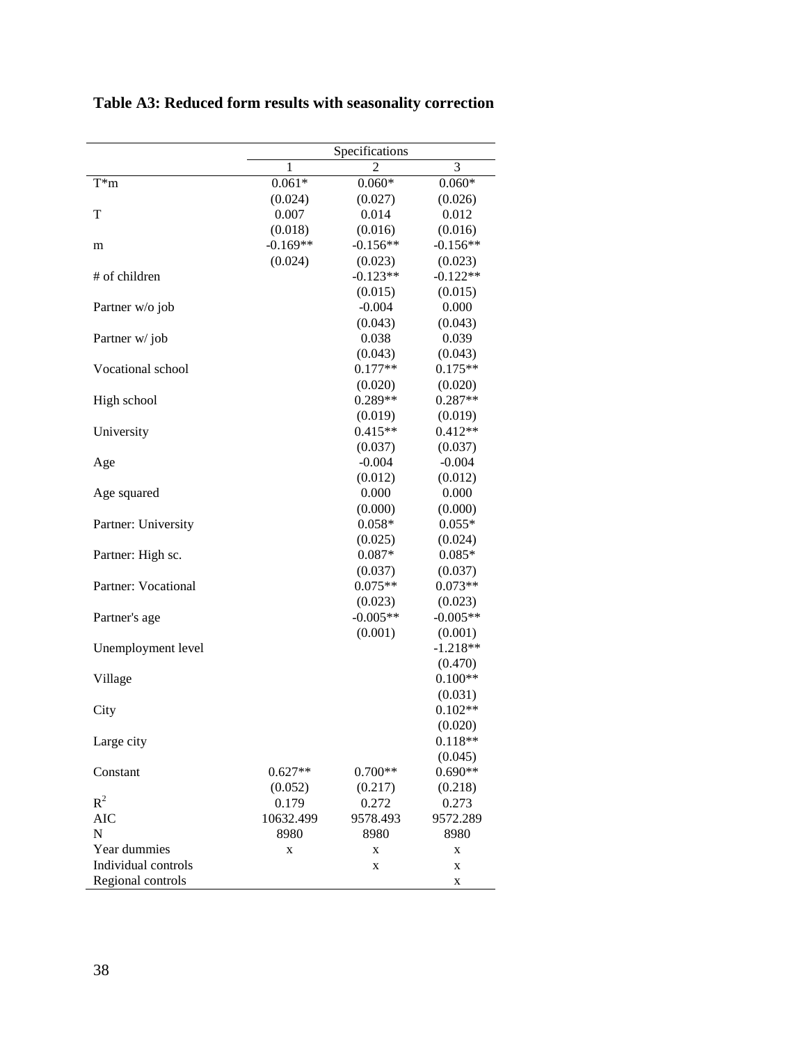**Table A3: Reduced form results with seasonality correction**

| | Specifications | | |
|---|---|---|---|
| | 1 | 2 | 3 |
| T*m | 0.061* | 0.060* | 0.060* |
| | (0.024) | (0.027) | (0.026) |
| T | 0.007 | 0.014 | 0.012 |
| | (0.018) | (0.016) | (0.016) |
| m | -0.169** | -0.156** | -0.156** |
| | (0.024) | (0.023) | (0.023) |
| # of children | | -0.123** | -0.122** |
| | | (0.015) | (0.015) |
| Partner w/o job | | -0.004 | 0.000 |
| | | (0.043) | (0.043) |
| Partner w/ job | | 0.038 | 0.039 |
| | | (0.043) | (0.043) |
| Vocational school | | 0.177** | 0.175** |
| | | (0.020) | (0.020) |
| High school | | 0.289** | 0.287** |
| | | (0.019) | (0.019) |
| University | | 0.415** | 0.412** |
| | | (0.037) | (0.037) |
| Age | | -0.004 | -0.004 |
| | | (0.012) | (0.012) |
| Age squared | | 0.000 | 0.000 |
| | | (0.000) | (0.000) |
| Partner: University | | 0.058* | 0.055* |
| | | (0.025) | (0.024) |
| Partner: High sc. | | 0.087* | 0.085* |
| | | (0.037) | (0.037) |
| Partner: Vocational | | 0.075** | 0.073** |
| | | (0.023) | (0.023) |
| Partner's age | | -0.005** | -0.005** |
| | | (0.001) | (0.001) |
| Unemployment level | | | -1.218** |
| | | | (0.470) |
| Village | | | 0.100** |
| | | | (0.031) |
| City | | | 0.102** |
| | | | (0.020) |
| Large city | | | 0.118** |
| | | | (0.045) |
| Constant | 0.627** | 0.700** | 0.690** |
| | (0.052) | (0.217) | (0.218) |
| $R^2$ | 0.179 | 0.272 | 0.273 |
| AIC | 10632.499 | 9578.493 | 9572.289 |
| N | 8980 | 8980 | 8980 |
| Year dummies | x | x | x |
| Individual controls | | x | x |
| Regional controls | | | x |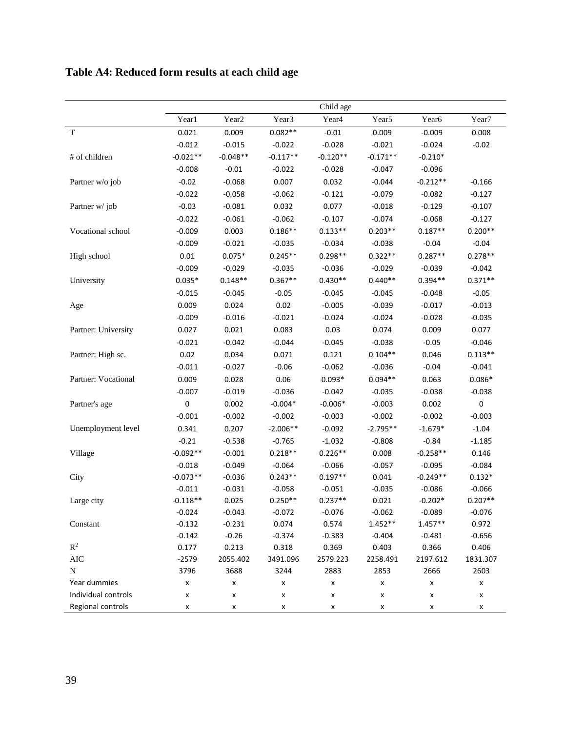**Table A4: Reduced form results at each child age**

| | Child age | | | | | | |
|---|---|---|---|---|---|---|---|
| | Year1 | Year2 | Year3 | Year4 | Year5 | Year6 | Year7 |
| T | 0.021 | 0.009 | 0.082** | -0.01 | 0.009 | -0.009 | 0.008 |
| | -0.012 | -0.015 | -0.022 | -0.028 | -0.021 | -0.024 | -0.02 |
| # of children | -0.021** | -0.048** | -0.117** | -0.120** | -0.171** | -0.210* | |
| | -0.008 | -0.01 | -0.022 | -0.028 | -0.047 | -0.096 | |
| Partner w/o job | -0.02 | -0.068 | 0.007 | 0.032 | -0.044 | -0.212** | -0.166 |
| | -0.022 | -0.058 | -0.062 | -0.121 | -0.079 | -0.082 | -0.127 |
| Partner w/ job | -0.03 | -0.081 | 0.032 | 0.077 | -0.018 | -0.129 | -0.107 |
| | -0.022 | -0.061 | -0.062 | -0.107 | -0.074 | -0.068 | -0.127 |
| Vocational school | -0.009 | 0.003 | 0.186** | 0.133** | 0.203** | 0.187** | 0.200** |
| | -0.009 | -0.021 | -0.035 | -0.034 | -0.038 | -0.04 | -0.04 |
| High school | 0.01 | 0.075* | 0.245** | 0.298** | 0.322** | 0.287** | 0.278** |
| | -0.009 | -0.029 | -0.035 | -0.036 | -0.029 | -0.039 | -0.042 |
| University | 0.035* | 0.148** | 0.367** | 0.430** | 0.440** | 0.394** | 0.371** |
| | -0.015 | -0.045 | -0.05 | -0.045 | -0.045 | -0.048 | -0.05 |
| Age | 0.009 | 0.024 | 0.02 | -0.005 | -0.039 | -0.017 | -0.013 |
| | -0.009 | -0.016 | -0.021 | -0.024 | -0.024 | -0.028 | -0.035 |
| Partner: University | 0.027 | 0.021 | 0.083 | 0.03 | 0.074 | 0.009 | 0.077 |
| | -0.021 | -0.042 | -0.044 | -0.045 | -0.038 | -0.05 | -0.046 |
| Partner: High sc. | 0.02 | 0.034 | 0.071 | 0.121 | 0.104** | 0.046 | 0.113** |
| | -0.011 | -0.027 | -0.06 | -0.062 | -0.036 | -0.04 | -0.041 |
| Partner: Vocational | 0.009 | 0.028 | 0.06 | 0.093* | 0.094** | 0.063 | 0.086* |
| | -0.007 | -0.019 | -0.036 | -0.042 | -0.035 | -0.038 | -0.038 |
| Partner's age | 0 | 0.002 | -0.004* | -0.006* | -0.003 | 0.002 | 0 |
| | -0.001 | -0.002 | -0.002 | -0.003 | -0.002 | -0.002 | -0.003 |
| Unemployment level | 0.341 | 0.207 | -2.006** | -0.092 | -2.795** | -1.679* | -1.04 |
| | -0.21 | -0.538 | -0.765 | -1.032 | -0.808 | -0.84 | -1.185 |
| Village | -0.092** | -0.001 | 0.218** | 0.226** | 0.008 | -0.258** | 0.146 |
| | -0.018 | -0.049 | -0.064 | -0.066 | -0.057 | -0.095 | -0.084 |
| City | -0.073** | -0.036 | 0.243** | 0.197** | 0.041 | -0.249** | 0.132* |
| | -0.011 | -0.031 | -0.058 | -0.051 | -0.035 | -0.086 | -0.066 |
| Large city | -0.118** | 0.025 | 0.250** | 0.237** | 0.021 | -0.202* | 0.207** |
| | -0.024 | -0.043 | -0.072 | -0.076 | -0.062 | -0.089 | -0.076 |
| Constant | -0.132 | -0.231 | 0.074 | 0.574 | 1.452** | 1.457** | 0.972 |
| | -0.142 | -0.26 | -0.374 | -0.383 | -0.404 | -0.481 | -0.656 |
| $R^2$ | 0.177 | 0.213 | 0.318 | 0.369 | 0.403 | 0.366 | 0.406 |
| AIC | -2579 | 2055.402 | 3491.096 | 2579.223 | 2258.491 | 2197.612 | 1831.307 |
| N | 3796 | 3688 | 3244 | 2883 | 2853 | 2666 | 2603 |
| Year dummies | x | x | x | x | x | x | x |
| Individual controls | x | x | x | x | x | x | x |
| Regional controls | x | x | x | x | x | x | x |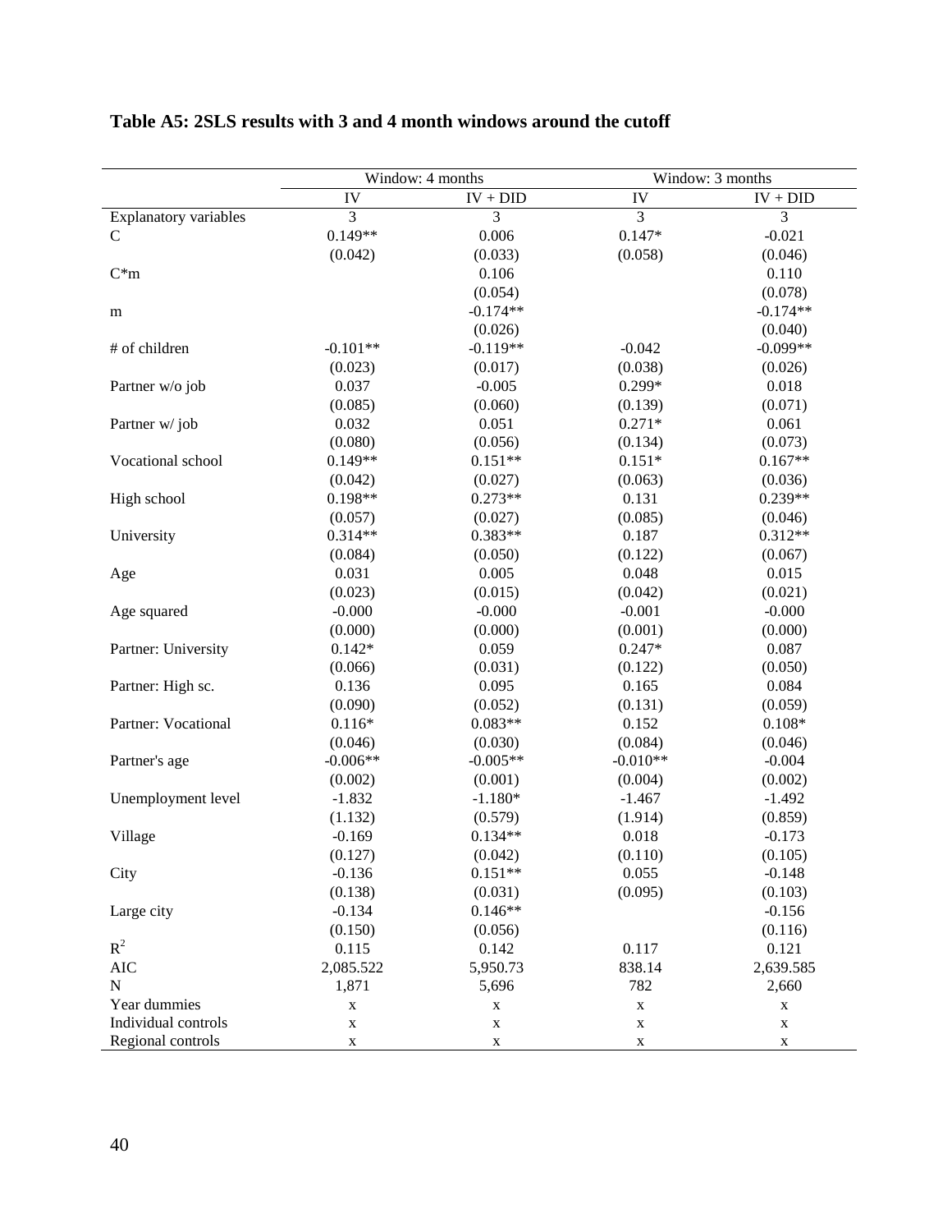**Table A5: 2SLS results with 3 and 4 month windows around the cutoff**

| | Window: 4 months | | Window: 3 months | |
|---|---|---|---|---|
| | IV | IV + DID | IV | IV + DID |
| Explanatory variables | 3 | 3 | 3 | 3 |
| C | 0.149** | 0.006 | 0.147* | -0.021 |
| | (0.042) | (0.033) | (0.058) | (0.046) |
| C*m | | 0.106 | | 0.110 |
| | | (0.054) | | (0.078) |
| m | | -0.174** | | -0.174** |
| | | (0.026) | | (0.040) |
| # of children | -0.101** | -0.119** | -0.042 | -0.099** |
| | (0.023) | (0.017) | (0.038) | (0.026) |
| Partner w/o job | 0.037 | -0.005 | 0.299* | 0.018 |
| | (0.085) | (0.060) | (0.139) | (0.071) |
| Partner w/ job | 0.032 | 0.051 | 0.271* | 0.061 |
| | (0.080) | (0.056) | (0.134) | (0.073) |
| Vocational school | 0.149** | 0.151** | 0.151* | 0.167** |
| | (0.042) | (0.027) | (0.063) | (0.036) |
| High school | 0.198** | 0.273** | 0.131 | 0.239** |
| | (0.057) | (0.027) | (0.085) | (0.046) |
| University | 0.314** | 0.383** | 0.187 | 0.312** |
| | (0.084) | (0.050) | (0.122) | (0.067) |
| Age | 0.031 | 0.005 | 0.048 | 0.015 |
| | (0.023) | (0.015) | (0.042) | (0.021) |
| Age squared | -0.000 | -0.000 | -0.001 | -0.000 |
| | (0.000) | (0.000) | (0.001) | (0.000) |
| Partner: University | 0.142* | 0.059 | 0.247* | 0.087 |
| | (0.066) | (0.031) | (0.122) | (0.050) |
| Partner: High sc. | 0.136 | 0.095 | 0.165 | 0.084 |
| | (0.090) | (0.052) | (0.131) | (0.059) |
| Partner: Vocational | 0.116* | 0.083** | 0.152 | 0.108* |
| | (0.046) | (0.030) | (0.084) | (0.046) |
| Partner's age | -0.006** | -0.005** | -0.010** | -0.004 |
| | (0.002) | (0.001) | (0.004) | (0.002) |
| Unemployment level | -1.832 | -1.180* | -1.467 | -1.492 |
| | (1.132) | (0.579) | (1.914) | (0.859) |
| Village | -0.169 | 0.134** | 0.018 | -0.173 |
| | (0.127) | (0.042) | (0.110) | (0.105) |
| City | -0.136 | 0.151** | 0.055 | -0.148 |
| | (0.138) | (0.031) | (0.095) | (0.103) |
| Large city | -0.134 | 0.146** | | -0.156 |
| | (0.150) | (0.056) | | (0.116) |
| $R^2$ | 0.115 | 0.142 | 0.117 | 0.121 |
| AIC | 2,085.522 | 5,950.73 | 838.14 | 2,639.585 |
| N | 1,871 | 5,696 | 782 | 2,660 |
| Year dummies | x | x | x | x |
| Individual controls | x | x | x | x |
| Regional controls | x | x | x | x |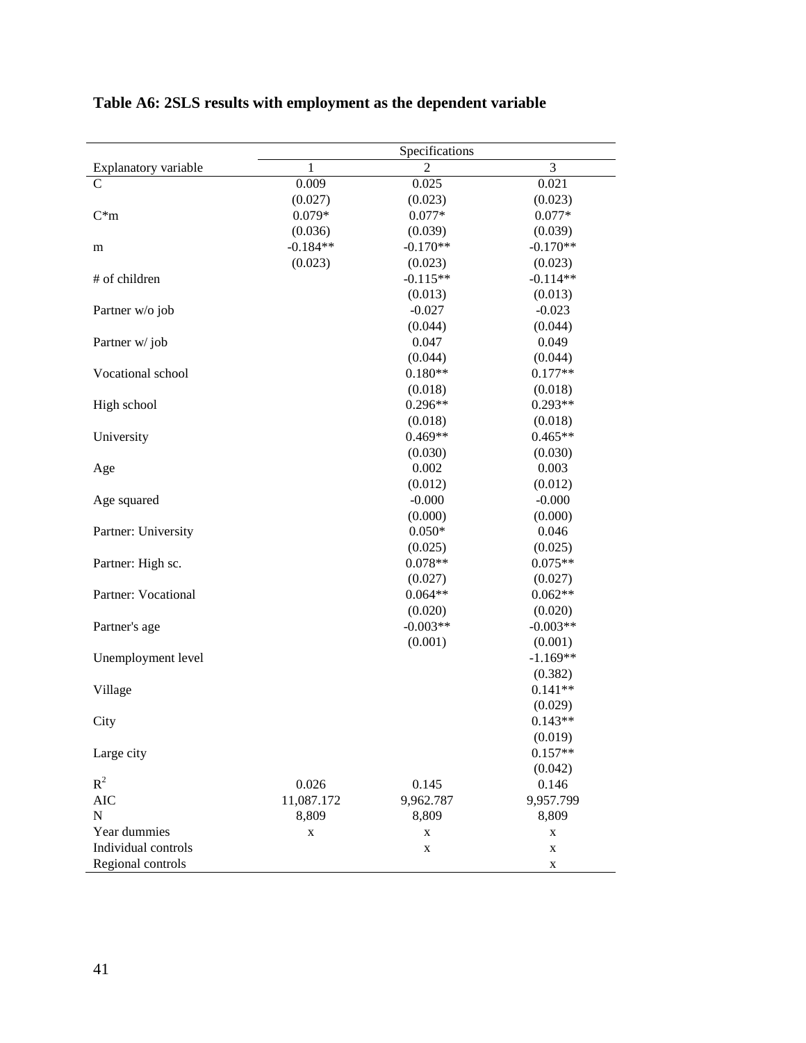**Table A6: 2SLS results with employment as the dependent variable**

| | Specifications | | |
|---|---|---|---|
| Explanatory variable | 1 | 2 | 3 |
| C | 0.009 | 0.025 | 0.021 |
| | (0.027) | (0.023) | (0.023) |
| C*m | 0.079* | 0.077* | 0.077* |
| | (0.036) | (0.039) | (0.039) |
| m | -0.184** | -0.170** | -0.170** |
| | (0.023) | (0.023) | (0.023) |
| # of children | | -0.115** | -0.114** |
| | | (0.013) | (0.013) |
| Partner w/o job | | -0.027 | -0.023 |
| | | (0.044) | (0.044) |
| Partner w/ job | | 0.047 | 0.049 |
| | | (0.044) | (0.044) |
| Vocational school | | 0.180** | 0.177** |
| | | (0.018) | (0.018) |
| High school | | 0.296** | 0.293** |
| | | (0.018) | (0.018) |
| University | | 0.469** | 0.465** |
| | | (0.030) | (0.030) |
| Age | | 0.002 | 0.003 |
| | | (0.012) | (0.012) |
| Age squared | | -0.000 | -0.000 |
| | | (0.000) | (0.000) |
| Partner: University | | 0.050* | 0.046 |
| | | (0.025) | (0.025) |
| Partner: High sc. | | 0.078** | 0.075** |
| | | (0.027) | (0.027) |
| Partner: Vocational | | 0.064** | 0.062** |
| | | (0.020) | (0.020) |
| Partner's age | | -0.003** | -0.003** |
| | | (0.001) | (0.001) |
| Unemployment level | | | -1.169** |
| | | | (0.382) |
| Village | | | 0.141** |
| | | | (0.029) |
| City | | | 0.143** |
| | | | (0.019) |
| Large city | | | 0.157** |
| | | | (0.042) |
| $R^2$ | 0.026 | 0.145 | 0.146 |
| AIC | 11,087.172 | 9,962.787 | 9,957.799 |
| N | 8,809 | 8,809 | 8,809 |
| Year dummies | x | x | x |
| Individual controls | | x | x |
| Regional controls | | | x |